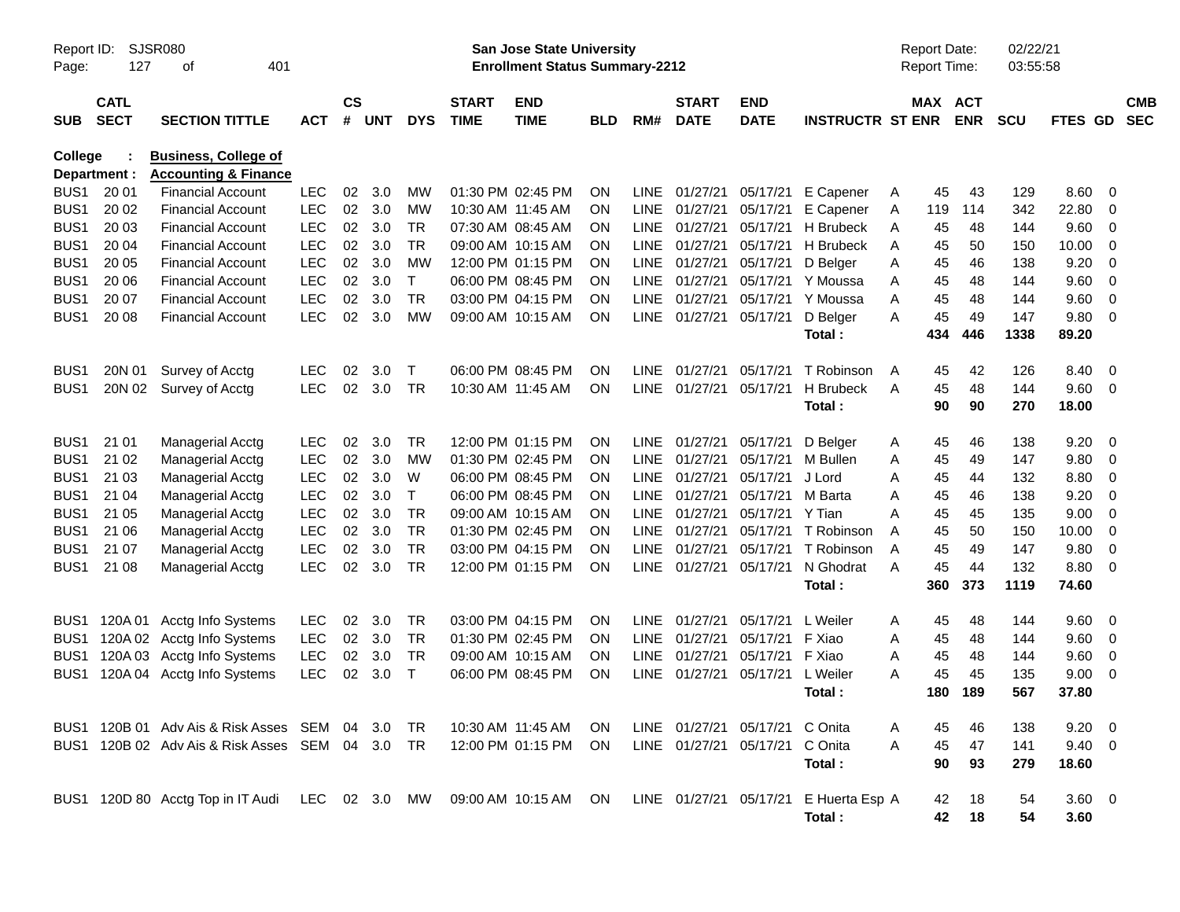Report ID: SJSR080
Page: 127 of 401

**San Jose State University**
**Enrollment Status Summary-2212**

Report Date: 02/22/21
Report Time: 03:55:58

**College : Business, College of**
**Department : Accounting & Finance**

| SUB | CATL SECT | SECTION TITTLE | ACT | CS # | UNT | DYS | START TIME | END TIME | BLD | RM# | START DATE | END DATE | INSTRUCTR | ST | MAX ENR | ACT ENR | SCU | FTES | GD | CMB SEC |
|---|---|---|---|---|---|---|---|---|---|---|---|---|---|---|---|---|---|---|---|---|
| BUS1 | 20 01 | Financial Account | LEC | 02 | 3.0 | MW | 01:30 PM | 02:45 PM | ON | LINE | 01/27/21 | 05/17/21 | E Capener | A | 45 | 43 | 129 | 8.60 | 0 | |
| BUS1 | 20 02 | Financial Account | LEC | 02 | 3.0 | MW | 10:30 AM | 11:45 AM | ON | LINE | 01/27/21 | 05/17/21 | E Capener | A | 119 | 114 | 342 | 22.80 | 0 | |
| BUS1 | 20 03 | Financial Account | LEC | 02 | 3.0 | TR | 07:30 AM | 08:45 AM | ON | LINE | 01/27/21 | 05/17/21 | H Brubeck | A | 45 | 48 | 144 | 9.60 | 0 | |
| BUS1 | 20 04 | Financial Account | LEC | 02 | 3.0 | TR | 09:00 AM | 10:15 AM | ON | LINE | 01/27/21 | 05/17/21 | H Brubeck | A | 45 | 50 | 150 | 10.00 | 0 | |
| BUS1 | 20 05 | Financial Account | LEC | 02 | 3.0 | MW | 12:00 PM | 01:15 PM | ON | LINE | 01/27/21 | 05/17/21 | D Belger | A | 45 | 46 | 138 | 9.20 | 0 | |
| BUS1 | 20 06 | Financial Account | LEC | 02 | 3.0 | T | 06:00 PM | 08:45 PM | ON | LINE | 01/27/21 | 05/17/21 | Y Moussa | A | 45 | 48 | 144 | 9.60 | 0 | |
| BUS1 | 20 07 | Financial Account | LEC | 02 | 3.0 | TR | 03:00 PM | 04:15 PM | ON | LINE | 01/27/21 | 05/17/21 | Y Moussa | A | 45 | 48 | 144 | 9.60 | 0 | |
| BUS1 | 20 08 | Financial Account | LEC | 02 | 3.0 | MW | 09:00 AM | 10:15 AM | ON | LINE | 01/27/21 | 05/17/21 | D Belger | A | 45 | 49 | 147 | 9.80 | 0 | |
| | | | | | | | | | | | | | **Total :** | | **434** | **446** | **1338** | **89.20** | | |
| BUS1 | 20N 01 | Survey of Acctg | LEC | 02 | 3.0 | T | 06:00 PM | 08:45 PM | ON | LINE | 01/27/21 | 05/17/21 | T Robinson | A | 45 | 42 | 126 | 8.40 | 0 | |
| BUS1 | 20N 02 | Survey of Acctg | LEC | 02 | 3.0 | TR | 10:30 AM | 11:45 AM | ON | LINE | 01/27/21 | 05/17/21 | H Brubeck | A | 45 | 48 | 144 | 9.60 | 0 | |
| | | | | | | | | | | | | | **Total :** | | **90** | **90** | **270** | **18.00** | | |
| BUS1 | 21 01 | Managerial Acctg | LEC | 02 | 3.0 | TR | 12:00 PM | 01:15 PM | ON | LINE | 01/27/21 | 05/17/21 | D Belger | A | 45 | 46 | 138 | 9.20 | 0 | |
| BUS1 | 21 02 | Managerial Acctg | LEC | 02 | 3.0 | MW | 01:30 PM | 02:45 PM | ON | LINE | 01/27/21 | 05/17/21 | M Bullen | A | 45 | 49 | 147 | 9.80 | 0 | |
| BUS1 | 21 03 | Managerial Acctg | LEC | 02 | 3.0 | W | 06:00 PM | 08:45 PM | ON | LINE | 01/27/21 | 05/17/21 | J Lord | A | 45 | 44 | 132 | 8.80 | 0 | |
| BUS1 | 21 04 | Managerial Acctg | LEC | 02 | 3.0 | T | 06:00 PM | 08:45 PM | ON | LINE | 01/27/21 | 05/17/21 | M Barta | A | 45 | 46 | 138 | 9.20 | 0 | |
| BUS1 | 21 05 | Managerial Acctg | LEC | 02 | 3.0 | TR | 09:00 AM | 10:15 AM | ON | LINE | 01/27/21 | 05/17/21 | Y Tian | A | 45 | 45 | 135 | 9.00 | 0 | |
| BUS1 | 21 06 | Managerial Acctg | LEC | 02 | 3.0 | TR | 01:30 PM | 02:45 PM | ON | LINE | 01/27/21 | 05/17/21 | T Robinson | A | 45 | 50 | 150 | 10.00 | 0 | |
| BUS1 | 21 07 | Managerial Acctg | LEC | 02 | 3.0 | TR | 03:00 PM | 04:15 PM | ON | LINE | 01/27/21 | 05/17/21 | T Robinson | A | 45 | 49 | 147 | 9.80 | 0 | |
| BUS1 | 21 08 | Managerial Acctg | LEC | 02 | 3.0 | TR | 12:00 PM | 01:15 PM | ON | LINE | 01/27/21 | 05/17/21 | N Ghodrat | A | 45 | 44 | 132 | 8.80 | 0 | |
| | | | | | | | | | | | | | **Total :** | | **360** | **373** | **1119** | **74.60** | | |
| BUS1 | 120A 01 | Acctg Info Systems | LEC | 02 | 3.0 | TR | 03:00 PM | 04:15 PM | ON | LINE | 01/27/21 | 05/17/21 | L Weiler | A | 45 | 48 | 144 | 9.60 | 0 | |
| BUS1 | 120A 02 | Acctg Info Systems | LEC | 02 | 3.0 | TR | 01:30 PM | 02:45 PM | ON | LINE | 01/27/21 | 05/17/21 | F Xiao | A | 45 | 48 | 144 | 9.60 | 0 | |
| BUS1 | 120A 03 | Acctg Info Systems | LEC | 02 | 3.0 | TR | 09:00 AM | 10:15 AM | ON | LINE | 01/27/21 | 05/17/21 | F Xiao | A | 45 | 48 | 144 | 9.60 | 0 | |
| BUS1 | 120A 04 | Acctg Info Systems | LEC | 02 | 3.0 | T | 06:00 PM | 08:45 PM | ON | LINE | 01/27/21 | 05/17/21 | L Weiler | A | 45 | 45 | 135 | 9.00 | 0 | |
| | | | | | | | | | | | | | **Total :** | | **180** | **189** | **567** | **37.80** | | |
| BUS1 | 120B 01 | Adv Ais & Risk Asses | SEM | 04 | 3.0 | TR | 10:30 AM | 11:45 AM | ON | LINE | 01/27/21 | 05/17/21 | C Onita | A | 45 | 46 | 138 | 9.20 | 0 | |
| BUS1 | 120B 02 | Adv Ais & Risk Asses | SEM | 04 | 3.0 | TR | 12:00 PM | 01:15 PM | ON | LINE | 01/27/21 | 05/17/21 | C Onita | A | 45 | 47 | 141 | 9.40 | 0 | |
| | | | | | | | | | | | | | **Total :** | | **90** | **93** | **279** | **18.60** | | |
| BUS1 | 120D 80 | Acctg Top in IT Audi | LEC | 02 | 3.0 | MW | 09:00 AM | 10:15 AM | ON | LINE | 01/27/21 | 05/17/21 | E Huerta Esp | A | 42 | 18 | 54 | 3.60 | 0 | |
| | | | | | | | | | | | | | **Total :** | | **42** | **18** | **54** | **3.60** | | |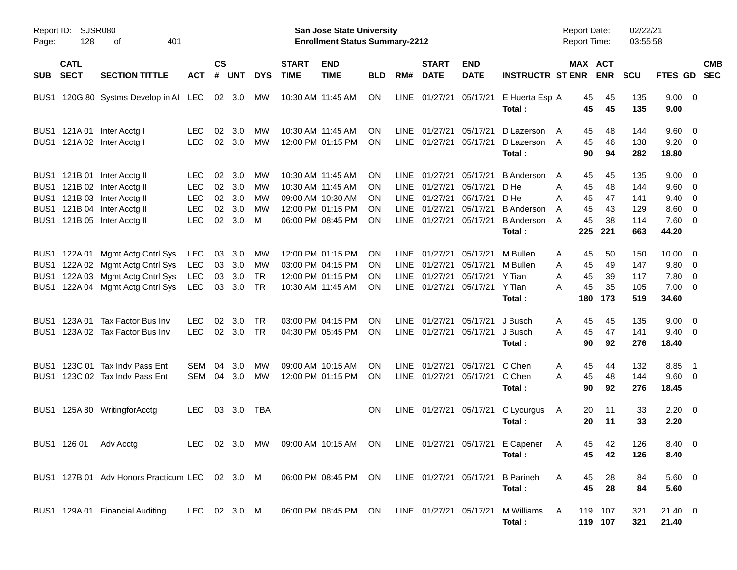| SUB | CATL SECT | SECTION TITTLE | ACT | CS # | UNT | DYS | START TIME | END TIME | BLD | RM# | START DATE | END DATE | INSTRUCTR | ST | MAX ENR | ACT ENR | SCU | FTES | GD | CMB SEC |
|---|---|---|---|---|---|---|---|---|---|---|---|---|---|---|---|---|---|---|---|---|
| BUS1 | 120G 80 | Systms Develop in AI | LEC | 02 | 3.0 | MW | 10:30 AM | 11:45 AM | ON | LINE | 01/27/21 | 05/17/21 | E Huerta Esp | A | 45 | 45 | 135 | 9.00 | 0 | |
| | | | | | | | | | | | | | **Total :** | | **45** | **45** | **135** | **9.00** | | |
| BUS1 | 121A 01 | Inter Acctg I | LEC | 02 | 3.0 | MW | 10:30 AM | 11:45 AM | ON | LINE | 01/27/21 | 05/17/21 | D Lazerson | A | 45 | 48 | 144 | 9.60 | 0 | |
| BUS1 | 121A 02 | Inter Acctg I | LEC | 02 | 3.0 | MW | 12:00 PM | 01:15 PM | ON | LINE | 01/27/21 | 05/17/21 | D Lazerson | A | 45 | 46 | 138 | 9.20 | 0 | |
| | | | | | | | | | | | | | **Total :** | | **90** | **94** | **282** | **18.80** | | |
| BUS1 | 121B 01 | Inter Acctg II | LEC | 02 | 3.0 | MW | 10:30 AM | 11:45 AM | ON | LINE | 01/27/21 | 05/17/21 | B Anderson | A | 45 | 45 | 135 | 9.00 | 0 | |
| BUS1 | 121B 02 | Inter Acctg II | LEC | 02 | 3.0 | MW | 10:30 AM | 11:45 AM | ON | LINE | 01/27/21 | 05/17/21 | D He | A | 45 | 48 | 144 | 9.60 | 0 | |
| BUS1 | 121B 03 | Inter Acctg II | LEC | 02 | 3.0 | MW | 09:00 AM | 10:30 AM | ON | LINE | 01/27/21 | 05/17/21 | D He | A | 45 | 47 | 141 | 9.40 | 0 | |
| BUS1 | 121B 04 | Inter Acctg II | LEC | 02 | 3.0 | MW | 12:00 PM | 01:15 PM | ON | LINE | 01/27/21 | 05/17/21 | B Anderson | A | 45 | 43 | 129 | 8.60 | 0 | |
| BUS1 | 121B 05 | Inter Acctg II | LEC | 02 | 3.0 | M | 06:00 PM | 08:45 PM | ON | LINE | 01/27/21 | 05/17/21 | B Anderson | A | 45 | 38 | 114 | 7.60 | 0 | |
| | | | | | | | | | | | | | **Total :** | | **225** | **221** | **663** | **44.20** | | |
| BUS1 | 122A 01 | Mgmt Actg Cntrl Sys | LEC | 03 | 3.0 | MW | 12:00 PM | 01:15 PM | ON | LINE | 01/27/21 | 05/17/21 | M Bullen | A | 45 | 50 | 150 | 10.00 | 0 | |
| BUS1 | 122A 02 | Mgmt Actg Cntrl Sys | LEC | 03 | 3.0 | MW | 03:00 PM | 04:15 PM | ON | LINE | 01/27/21 | 05/17/21 | M Bullen | A | 45 | 49 | 147 | 9.80 | 0 | |
| BUS1 | 122A 03 | Mgmt Actg Cntrl Sys | LEC | 03 | 3.0 | TR | 12:00 PM | 01:15 PM | ON | LINE | 01/27/21 | 05/17/21 | Y Tian | A | 45 | 39 | 117 | 7.80 | 0 | |
| BUS1 | 122A 04 | Mgmt Actg Cntrl Sys | LEC | 03 | 3.0 | TR | 10:30 AM | 11:45 AM | ON | LINE | 01/27/21 | 05/17/21 | Y Tian | A | 45 | 35 | 105 | 7.00 | 0 | |
| | | | | | | | | | | | | | **Total :** | | **180** | **173** | **519** | **34.60** | | |
| BUS1 | 123A 01 | Tax Factor Bus Inv | LEC | 02 | 3.0 | TR | 03:00 PM | 04:15 PM | ON | LINE | 01/27/21 | 05/17/21 | J Busch | A | 45 | 45 | 135 | 9.00 | 0 | |
| BUS1 | 123A 02 | Tax Factor Bus Inv | LEC | 02 | 3.0 | TR | 04:30 PM | 05:45 PM | ON | LINE | 01/27/21 | 05/17/21 | J Busch | A | 45 | 47 | 141 | 9.40 | 0 | |
| | | | | | | | | | | | | | **Total :** | | **90** | **92** | **276** | **18.40** | | |
| BUS1 | 123C 01 | Tax Indv Pass Ent | SEM | 04 | 3.0 | MW | 09:00 AM | 10:15 AM | ON | LINE | 01/27/21 | 05/17/21 | C Chen | A | 45 | 44 | 132 | 8.85 | 1 | |
| BUS1 | 123C 02 | Tax Indv Pass Ent | SEM | 04 | 3.0 | MW | 12:00 PM | 01:15 PM | ON | LINE | 01/27/21 | 05/17/21 | C Chen | A | 45 | 48 | 144 | 9.60 | 0 | |
| | | | | | | | | | | | | | **Total :** | | **90** | **92** | **276** | **18.45** | | |
| BUS1 | 125A 80 | WritingforAcctg | LEC | 03 | 3.0 | TBA | | | ON | LINE | 01/27/21 | 05/17/21 | C Lycurgus | A | 20 | 11 | 33 | 2.20 | 0 | |
| | | | | | | | | | | | | | **Total :** | | **20** | **11** | **33** | **2.20** | | |
| BUS1 | 126 01 | Adv Acctg | LEC | 02 | 3.0 | MW | 09:00 AM | 10:15 AM | ON | LINE | 01/27/21 | 05/17/21 | E Capener | A | 45 | 42 | 126 | 8.40 | 0 | |
| | | | | | | | | | | | | | **Total :** | | **45** | **42** | **126** | **8.40** | | |
| BUS1 | 127B 01 | Adv Honors Practicum | LEC | 02 | 3.0 | M | 06:00 PM | 08:45 PM | ON | LINE | 01/27/21 | 05/17/21 | B Parineh | A | 45 | 28 | 84 | 5.60 | 0 | |
| | | | | | | | | | | | | | **Total :** | | **45** | **28** | **84** | **5.60** | | |
| BUS1 | 129A 01 | Financial Auditing | LEC | 02 | 3.0 | M | 06:00 PM | 08:45 PM | ON | LINE | 01/27/21 | 05/17/21 | M Williams | A | 119 | 107 | 321 | 21.40 | 0 | |
| | | | | | | | | | | | | | **Total :** | | **119** | **107** | **321** | **21.40** | | |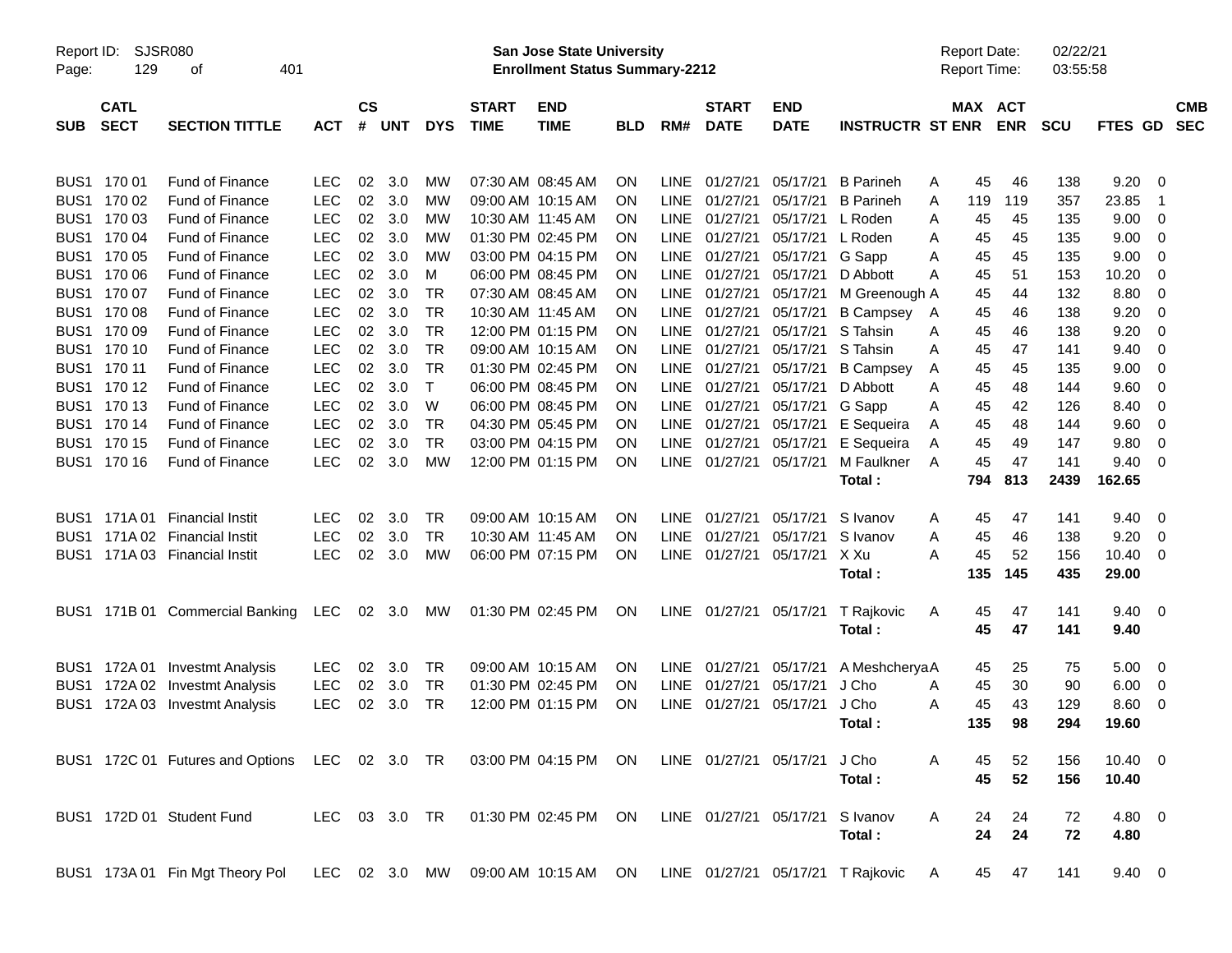Report ID: SJSR080

**San Jose State University**
**Enrollment Status Summary-2212**

Report Date: 02/22/21
Report Time: 03:55:58

| SUB | CATL SECT | SECTION TITTLE | ACT | CS # | UNT | DYS | START TIME | END TIME | BLD | RM# | START DATE | END DATE | INSTRUCTR | ST | MAX ENR | ACT ENR | SCU | FTES | GD | CMB SEC |
|---|---|---|---|---|---|---|---|---|---|---|---|---|---|---|---|---|---|---|---|---|
| BUS1 | 170 01 | Fund of Finance | LEC | 02 | 3.0 | MW | 07:30 AM | 08:45 AM | ON | LINE | 01/27/21 | 05/17/21 | B Parineh | A | 45 | 46 | 138 | 9.20 | 0 | |
| BUS1 | 170 02 | Fund of Finance | LEC | 02 | 3.0 | MW | 09:00 AM | 10:15 AM | ON | LINE | 01/27/21 | 05/17/21 | B Parineh | A | 119 | 119 | 357 | 23.85 | 1 | |
| BUS1 | 170 03 | Fund of Finance | LEC | 02 | 3.0 | MW | 10:30 AM | 11:45 AM | ON | LINE | 01/27/21 | 05/17/21 | L Roden | A | 45 | 45 | 135 | 9.00 | 0 | |
| BUS1 | 170 04 | Fund of Finance | LEC | 02 | 3.0 | MW | 01:30 PM | 02:45 PM | ON | LINE | 01/27/21 | 05/17/21 | L Roden | A | 45 | 45 | 135 | 9.00 | 0 | |
| BUS1 | 170 05 | Fund of Finance | LEC | 02 | 3.0 | MW | 03:00 PM | 04:15 PM | ON | LINE | 01/27/21 | 05/17/21 | G Sapp | A | 45 | 45 | 135 | 9.00 | 0 | |
| BUS1 | 170 06 | Fund of Finance | LEC | 02 | 3.0 | M | 06:00 PM | 08:45 PM | ON | LINE | 01/27/21 | 05/17/21 | D Abbott | A | 45 | 51 | 153 | 10.20 | 0 | |
| BUS1 | 170 07 | Fund of Finance | LEC | 02 | 3.0 | TR | 07:30 AM | 08:45 AM | ON | LINE | 01/27/21 | 05/17/21 | M Greenough | A | 45 | 44 | 132 | 8.80 | 0 | |
| BUS1 | 170 08 | Fund of Finance | LEC | 02 | 3.0 | TR | 10:30 AM | 11:45 AM | ON | LINE | 01/27/21 | 05/17/21 | B Campsey | A | 45 | 46 | 138 | 9.20 | 0 | |
| BUS1 | 170 09 | Fund of Finance | LEC | 02 | 3.0 | TR | 12:00 PM | 01:15 PM | ON | LINE | 01/27/21 | 05/17/21 | S Tahsin | A | 45 | 46 | 138 | 9.20 | 0 | |
| BUS1 | 170 10 | Fund of Finance | LEC | 02 | 3.0 | TR | 09:00 AM | 10:15 AM | ON | LINE | 01/27/21 | 05/17/21 | S Tahsin | A | 45 | 47 | 141 | 9.40 | 0 | |
| BUS1 | 170 11 | Fund of Finance | LEC | 02 | 3.0 | TR | 01:30 PM | 02:45 PM | ON | LINE | 01/27/21 | 05/17/21 | B Campsey | A | 45 | 45 | 135 | 9.00 | 0 | |
| BUS1 | 170 12 | Fund of Finance | LEC | 02 | 3.0 | T | 06:00 PM | 08:45 PM | ON | LINE | 01/27/21 | 05/17/21 | D Abbott | A | 45 | 48 | 144 | 9.60 | 0 | |
| BUS1 | 170 13 | Fund of Finance | LEC | 02 | 3.0 | W | 06:00 PM | 08:45 PM | ON | LINE | 01/27/21 | 05/17/21 | G Sapp | A | 45 | 42 | 126 | 8.40 | 0 | |
| BUS1 | 170 14 | Fund of Finance | LEC | 02 | 3.0 | TR | 04:30 PM | 05:45 PM | ON | LINE | 01/27/21 | 05/17/21 | E Sequeira | A | 45 | 48 | 144 | 9.60 | 0 | |
| BUS1 | 170 15 | Fund of Finance | LEC | 02 | 3.0 | TR | 03:00 PM | 04:15 PM | ON | LINE | 01/27/21 | 05/17/21 | E Sequeira | A | 45 | 49 | 147 | 9.80 | 0 | |
| BUS1 | 170 16 | Fund of Finance | LEC | 02 | 3.0 | MW | 12:00 PM | 01:15 PM | ON | LINE | 01/27/21 | 05/17/21 | M Faulkner | A | 45 | 47 | 141 | 9.40 | 0 | |
| | | | | | | | | | | | | | **Total :** | | **794** | **813** | **2439** | **162.65** | | |
| BUS1 | 171A 01 | Financial Instit | LEC | 02 | 3.0 | TR | 09:00 AM | 10:15 AM | ON | LINE | 01/27/21 | 05/17/21 | S Ivanov | A | 45 | 47 | 141 | 9.40 | 0 | |
| BUS1 | 171A 02 | Financial Instit | LEC | 02 | 3.0 | TR | 10:30 AM | 11:45 AM | ON | LINE | 01/27/21 | 05/17/21 | S Ivanov | A | 45 | 46 | 138 | 9.20 | 0 | |
| BUS1 | 171A 03 | Financial Instit | LEC | 02 | 3.0 | MW | 06:00 PM | 07:15 PM | ON | LINE | 01/27/21 | 05/17/21 | X Xu | A | 45 | 52 | 156 | 10.40 | 0 | |
| | | | | | | | | | | | | | **Total :** | | **135** | **145** | **435** | **29.00** | | |
| BUS1 | 171B 01 | Commercial Banking | LEC | 02 | 3.0 | MW | 01:30 PM | 02:45 PM | ON | LINE | 01/27/21 | 05/17/21 | T Rajkovic | A | 45 | 47 | 141 | 9.40 | 0 | |
| | | | | | | | | | | | | | **Total :** | | **45** | **47** | **141** | **9.40** | | |
| BUS1 | 172A 01 | Investmt Analysis | LEC | 02 | 3.0 | TR | 09:00 AM | 10:15 AM | ON | LINE | 01/27/21 | 05/17/21 | A Meshcherya | A | 45 | 25 | 75 | 5.00 | 0 | |
| BUS1 | 172A 02 | Investmt Analysis | LEC | 02 | 3.0 | TR | 01:30 PM | 02:45 PM | ON | LINE | 01/27/21 | 05/17/21 | J Cho | A | 45 | 30 | 90 | 6.00 | 0 | |
| BUS1 | 172A 03 | Investmt Analysis | LEC | 02 | 3.0 | TR | 12:00 PM | 01:15 PM | ON | LINE | 01/27/21 | 05/17/21 | J Cho | A | 45 | 43 | 129 | 8.60 | 0 | |
| | | | | | | | | | | | | | **Total :** | | **135** | **98** | **294** | **19.60** | | |
| BUS1 | 172C 01 | Futures and Options | LEC | 02 | 3.0 | TR | 03:00 PM | 04:15 PM | ON | LINE | 01/27/21 | 05/17/21 | J Cho | A | 45 | 52 | 156 | 10.40 | 0 | |
| | | | | | | | | | | | | | **Total :** | | **45** | **52** | **156** | **10.40** | | |
| BUS1 | 172D 01 | Student Fund | LEC | 03 | 3.0 | TR | 01:30 PM | 02:45 PM | ON | LINE | 01/27/21 | 05/17/21 | S Ivanov | A | 24 | 24 | 72 | 4.80 | 0 | |
| | | | | | | | | | | | | | **Total :** | | **24** | **24** | **72** | **4.80** | | |
| BUS1 | 173A 01 | Fin Mgt Theory Pol | LEC | 02 | 3.0 | MW | 09:00 AM | 10:15 AM | ON | LINE | 01/27/21 | 05/17/21 | T Rajkovic | A | 45 | 47 | 141 | 9.40 | 0 | |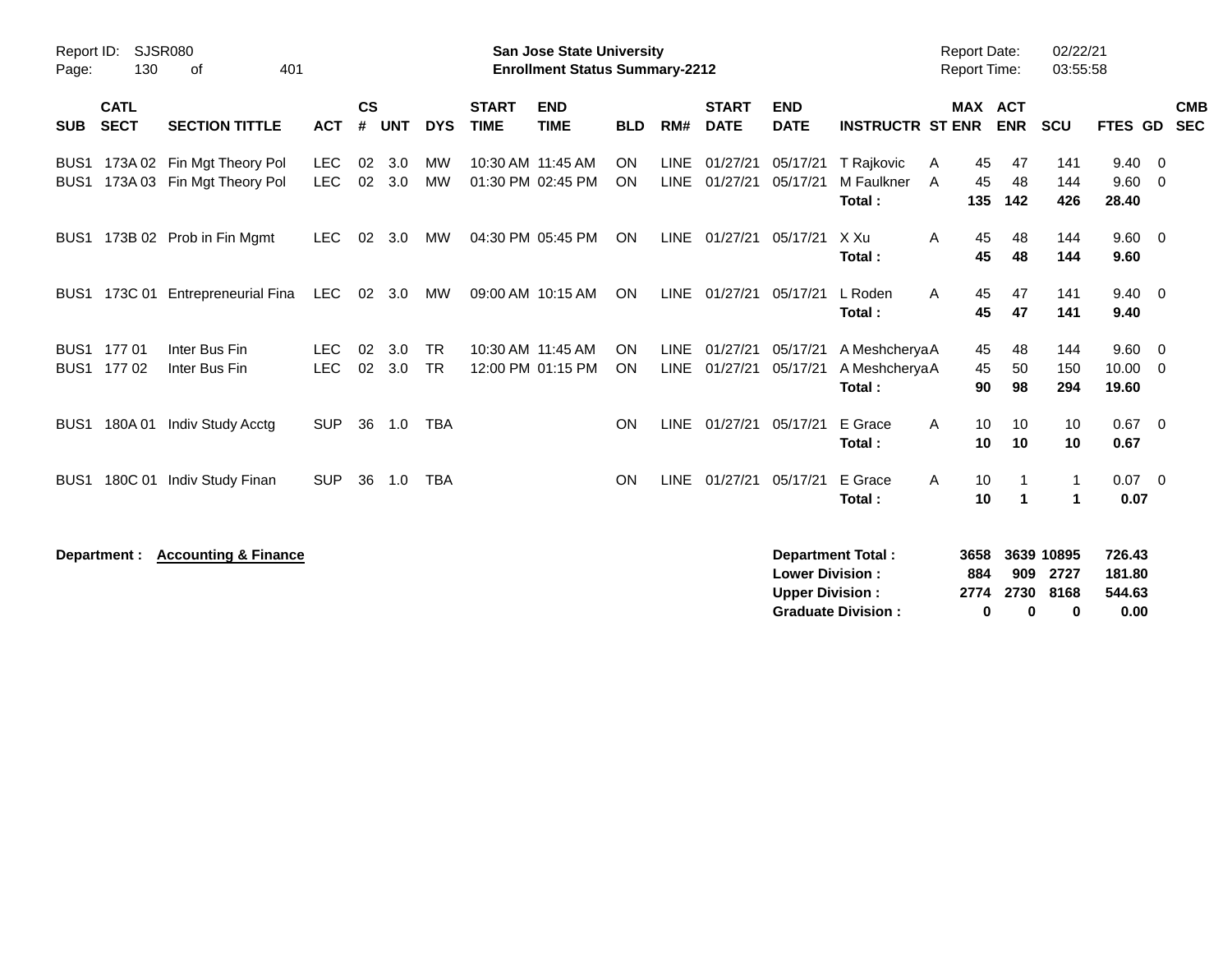| SUB | CATL SECT | SECTION TITTLE | ACT | CS # | UNT | DYS | START TIME | END TIME | BLD | RM# | START DATE | END DATE | INSTRUCTR | ST | MAX ENR | ACT ENR | SCU | FTES | GD | CMB SEC |
|---|---|---|---|---|---|---|---|---|---|---|---|---|---|---|---|---|---|---|---|---|
| BUS1 | 173A 02 | Fin Mgt Theory Pol | LEC | 02 | 3.0 | MW | 10:30 AM | 11:45 AM | ON | LINE | 01/27/21 | 05/17/21 | T Rajkovic | A | 45 | 47 | 141 | 9.40 | 0 | |
| BUS1 | 173A 03 | Fin Mgt Theory Pol | LEC | 02 | 3.0 | MW | 01:30 PM | 02:45 PM | ON | LINE | 01/27/21 | 05/17/21 | M Faulkner | A | 45 | 48 | 144 | 9.60 | 0 | |
| | | | | | | | | | | | | | **Total :** | | **135** | **142** | **426** | **28.40** | | |
| BUS1 | 173B 02 | Prob in Fin Mgmt | LEC | 02 | 3.0 | MW | 04:30 PM | 05:45 PM | ON | LINE | 01/27/21 | 05/17/21 | X Xu | A | 45 | 48 | 144 | 9.60 | 0 | |
| | | | | | | | | | | | | | **Total :** | | **45** | **48** | **144** | **9.60** | | |
| BUS1 | 173C 01 | Entrepreneurial Fina | LEC | 02 | 3.0 | MW | 09:00 AM | 10:15 AM | ON | LINE | 01/27/21 | 05/17/21 | L Roden | A | 45 | 47 | 141 | 9.40 | 0 | |
| | | | | | | | | | | | | | **Total :** | | **45** | **47** | **141** | **9.40** | | |
| BUS1 | 177 01 | Inter Bus Fin | LEC | 02 | 3.0 | TR | 10:30 AM | 11:45 AM | ON | LINE | 01/27/21 | 05/17/21 | A Meshcherya | A | 45 | 48 | 144 | 9.60 | 0 | |
| BUS1 | 177 02 | Inter Bus Fin | LEC | 02 | 3.0 | TR | 12:00 PM | 01:15 PM | ON | LINE | 01/27/21 | 05/17/21 | A Meshcherya | A | 45 | 50 | 150 | 10.00 | 0 | |
| | | | | | | | | | | | | | **Total :** | | **90** | **98** | **294** | **19.60** | | |
| BUS1 | 180A 01 | Indiv Study Acctg | SUP | 36 | 1.0 | TBA | | | ON | LINE | 01/27/21 | 05/17/21 | E Grace | A | 10 | 10 | 10 | 0.67 | 0 | |
| | | | | | | | | | | | | | **Total :** | | **10** | **10** | **10** | **0.67** | | |
| BUS1 | 180C 01 | Indiv Study Finan | SUP | 36 | 1.0 | TBA | | | ON | LINE | 01/27/21 | 05/17/21 | E Grace | A | 10 | 1 | 1 | 0.07 | 0 | |
| | | | | | | | | | | | | | **Total :** | | **10** | **1** | **1** | **0.07** | | |

**Department : Accounting & Finance**

| | MAX ENR | ACT ENR | SCU | FTES |
|---|---|---|---|---|
| **Department Total :** | **3658** | **3639** | **10895** | **726.43** |
| **Lower Division :** | **884** | **909** | **2727** | **181.80** |
| **Upper Division :** | **2774** | **2730** | **8168** | **544.63** |
| **Graduate Division :** | **0** | **0** | **0** | **0.00** |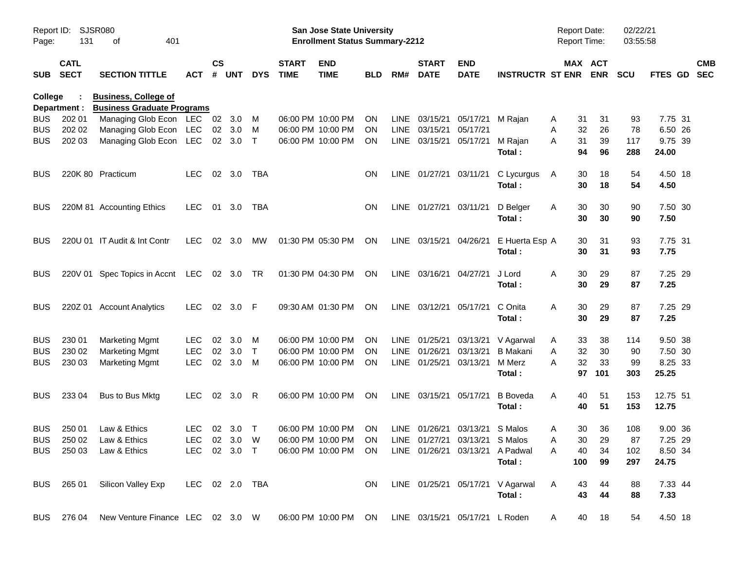Report ID: SJSR080 | San Jose State University | Report Date: 02/22/21
Enrollment Status Summary-2212 | Report Time: 03:55:58

**College : Business, College of**
**Department : Business Graduate Programs**

| SUB | CATL SECT | SECTION TITTLE | ACT | CS # | UNT | DYS | START TIME | END TIME | BLD | RM# | START DATE | END DATE | INSTRUCTR | ST | MAX ENR | ACT ENR | SCU | FTES | GD | CMB SEC |
|---|---|---|---|---|---|---|---|---|---|---|---|---|---|---|---|---|---|---|---|---|
| BUS | 202 01 | Managing Glob Econ | LEC | 02 | 3.0 | M | 06:00 PM | 10:00 PM | ON | LINE | 03/15/21 | 05/17/21 | M Rajan | A | 31 | 31 | 93 | 7.75 | 31 | |
| BUS | 202 02 | Managing Glob Econ | LEC | 02 | 3.0 | M | 06:00 PM | 10:00 PM | ON | LINE | 03/15/21 | 05/17/21 | | A | 32 | 26 | 78 | 6.50 | 26 | |
| BUS | 202 03 | Managing Glob Econ | LEC | 02 | 3.0 | T | 06:00 PM | 10:00 PM | ON | LINE | 03/15/21 | 05/17/21 | M Rajan | A | 31 | 39 | 117 | 9.75 | 39 | |
| | | | | | | | | | | | | | **Total :** | | **94** | **96** | **288** | **24.00** | | |
| BUS | 220K 80 | Practicum | LEC | 02 | 3.0 | TBA | | | ON | LINE | 01/27/21 | 03/11/21 | C Lycurgus | A | 30 | 18 | 54 | 4.50 | 18 | |
| | | | | | | | | | | | | | **Total :** | | **30** | **18** | **54** | **4.50** | | |
| BUS | 220M 81 | Accounting Ethics | LEC | 01 | 3.0 | TBA | | | ON | LINE | 01/27/21 | 03/11/21 | D Belger | A | 30 | 30 | 90 | 7.50 | 30 | |
| | | | | | | | | | | | | | **Total :** | | **30** | **30** | **90** | **7.50** | | |
| BUS | 220U 01 | IT Audit & Int Contr | LEC | 02 | 3.0 | MW | 01:30 PM | 05:30 PM | ON | LINE | 03/15/21 | 04/26/21 | E Huerta Esp | A | 30 | 31 | 93 | 7.75 | 31 | |
| | | | | | | | | | | | | | **Total :** | | **30** | **31** | **93** | **7.75** | | |
| BUS | 220V 01 | Spec Topics in Accnt | LEC | 02 | 3.0 | TR | 01:30 PM | 04:30 PM | ON | LINE | 03/16/21 | 04/27/21 | J Lord | A | 30 | 29 | 87 | 7.25 | 29 | |
| | | | | | | | | | | | | | **Total :** | | **30** | **29** | **87** | **7.25** | | |
| BUS | 220Z 01 | Account Analytics | LEC | 02 | 3.0 | F | 09:30 AM | 01:30 PM | ON | LINE | 03/12/21 | 05/17/21 | C Onita | A | 30 | 29 | 87 | 7.25 | 29 | |
| | | | | | | | | | | | | | **Total :** | | **30** | **29** | **87** | **7.25** | | |
| BUS | 230 01 | Marketing Mgmt | LEC | 02 | 3.0 | M | 06:00 PM | 10:00 PM | ON | LINE | 01/25/21 | 03/13/21 | V Agarwal | A | 33 | 38 | 114 | 9.50 | 38 | |
| BUS | 230 02 | Marketing Mgmt | LEC | 02 | 3.0 | T | 06:00 PM | 10:00 PM | ON | LINE | 01/26/21 | 03/13/21 | B Makani | A | 32 | 30 | 90 | 7.50 | 30 | |
| BUS | 230 03 | Marketing Mgmt | LEC | 02 | 3.0 | M | 06:00 PM | 10:00 PM | ON | LINE | 01/25/21 | 03/13/21 | M Merz | A | 32 | 33 | 99 | 8.25 | 33 | |
| | | | | | | | | | | | | | **Total :** | | **97** | **101** | **303** | **25.25** | | |
| BUS | 233 04 | Bus to Bus Mktg | LEC | 02 | 3.0 | R | 06:00 PM | 10:00 PM | ON | LINE | 03/15/21 | 05/17/21 | B Boveda | A | 40 | 51 | 153 | 12.75 | 51 | |
| | | | | | | | | | | | | | **Total :** | | **40** | **51** | **153** | **12.75** | | |
| BUS | 250 01 | Law & Ethics | LEC | 02 | 3.0 | T | 06:00 PM | 10:00 PM | ON | LINE | 01/26/21 | 03/13/21 | S Malos | A | 30 | 36 | 108 | 9.00 | 36 | |
| BUS | 250 02 | Law & Ethics | LEC | 02 | 3.0 | W | 06:00 PM | 10:00 PM | ON | LINE | 01/27/21 | 03/13/21 | S Malos | A | 30 | 29 | 87 | 7.25 | 29 | |
| BUS | 250 03 | Law & Ethics | LEC | 02 | 3.0 | T | 06:00 PM | 10:00 PM | ON | LINE | 01/26/21 | 03/13/21 | A Padwal | A | 40 | 34 | 102 | 8.50 | 34 | |
| | | | | | | | | | | | | | **Total :** | | **100** | **99** | **297** | **24.75** | | |
| BUS | 265 01 | Silicon Valley Exp | LEC | 02 | 2.0 | TBA | | | ON | LINE | 01/25/21 | 05/17/21 | V Agarwal | A | 43 | 44 | 88 | 7.33 | 44 | |
| | | | | | | | | | | | | | **Total :** | | **43** | **44** | **88** | **7.33** | | |
| BUS | 276 04 | New Venture Finance | LEC | 02 | 3.0 | W | 06:00 PM | 10:00 PM | ON | LINE | 03/15/21 | 05/17/21 | L Roden | A | 40 | 18 | 54 | 4.50 | 18 | |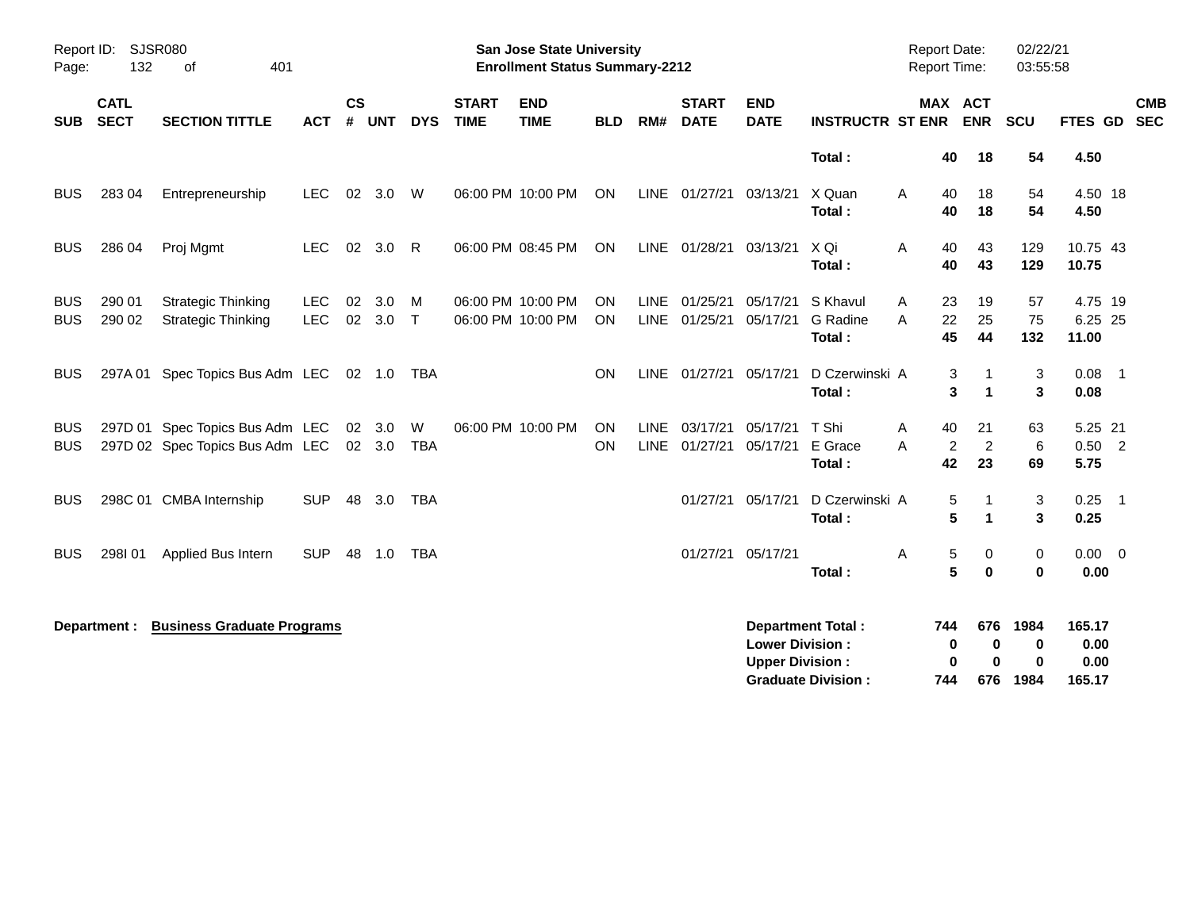| SUB | CATL SECT | SECTION TITTLE | ACT | CS # | UNT | DYS | START TIME | END TIME | BLD | RM# | START DATE | END DATE | INSTRUCTR | ST | MAX ENR | ACT ENR | SCU | FTES | GD | CMB SEC |
|---|---|---|---|---|---|---|---|---|---|---|---|---|---|---|---|---|---|---|---|---|
| | | | | | | | | | | | | | **Total :** | | **40** | **18** | **54** | **4.50** | | |
| BUS | 283 04 | Entrepreneurship | LEC | 02 | 3.0 | W | 06:00 PM | 10:00 PM | ON | LINE | 01/27/21 | 03/13/21 | X Quan | A | 40 | 18 | 54 | 4.50 | 18 | |
| | | | | | | | | | | | | | **Total :** | | **40** | **18** | **54** | **4.50** | | |
| BUS | 286 04 | Proj Mgmt | LEC | 02 | 3.0 | R | 06:00 PM | 08:45 PM | ON | LINE | 01/28/21 | 03/13/21 | X Qi | A | 40 | 43 | 129 | 10.75 | 43 | |
| | | | | | | | | | | | | | **Total :** | | **40** | **43** | **129** | **10.75** | | |
| BUS | 290 01 | Strategic Thinking | LEC | 02 | 3.0 | M | 06:00 PM | 10:00 PM | ON | LINE | 01/25/21 | 05/17/21 | S Khavul | A | 23 | 19 | 57 | 4.75 | 19 | |
| BUS | 290 02 | Strategic Thinking | LEC | 02 | 3.0 | T | 06:00 PM | 10:00 PM | ON | LINE | 01/25/21 | 05/17/21 | G Radine | A | 22 | 25 | 75 | 6.25 | 25 | |
| | | | | | | | | | | | | | **Total :** | | **45** | **44** | **132** | **11.00** | | |
| BUS | 297A 01 | Spec Topics Bus Adm | LEC | 02 | 1.0 | TBA | | | ON | LINE | 01/27/21 | 05/17/21 | D Czerwinski | A | 3 | 1 | 3 | 0.08 | 1 | |
| | | | | | | | | | | | | | **Total :** | | **3** | **1** | **3** | **0.08** | | |
| BUS | 297D 01 | Spec Topics Bus Adm | LEC | 02 | 3.0 | W | 06:00 PM | 10:00 PM | ON | LINE | 03/17/21 | 05/17/21 | T Shi | A | 40 | 21 | 63 | 5.25 | 21 | |
| BUS | 297D 02 | Spec Topics Bus Adm | LEC | 02 | 3.0 | TBA | | | ON | LINE | 01/27/21 | 05/17/21 | E Grace | A | 2 | 2 | 6 | 0.50 | 2 | |
| | | | | | | | | | | | | | **Total :** | | **42** | **23** | **69** | **5.75** | | |
| BUS | 298C 01 | CMBA Internship | SUP | 48 | 3.0 | TBA | | | | | 01/27/21 | 05/17/21 | D Czerwinski | A | 5 | 1 | 3 | 0.25 | 1 | |
| | | | | | | | | | | | | | **Total :** | | **5** | **1** | **3** | **0.25** | | |
| BUS | 298I 01 | Applied Bus Intern | SUP | 48 | 1.0 | TBA | | | | | 01/27/21 | 05/17/21 | | A | 5 | 0 | 0 | 0.00 | 0 | |
| | | | | | | | | | | | | | **Total :** | | **5** | **0** | **0** | **0.00** | | |

**Department :** **Business Graduate Programs**

| | MAX ENR | ACT ENR | SCU | FTES |
|---|---|---|---|---|
| **Department Total :** | **744** | **676** | **1984** | **165.17** |
| **Lower Division :** | **0** | **0** | **0** | **0.00** |
| **Upper Division :** | **0** | **0** | **0** | **0.00** |
| **Graduate Division :** | **744** | **676** | **1984** | **165.17** |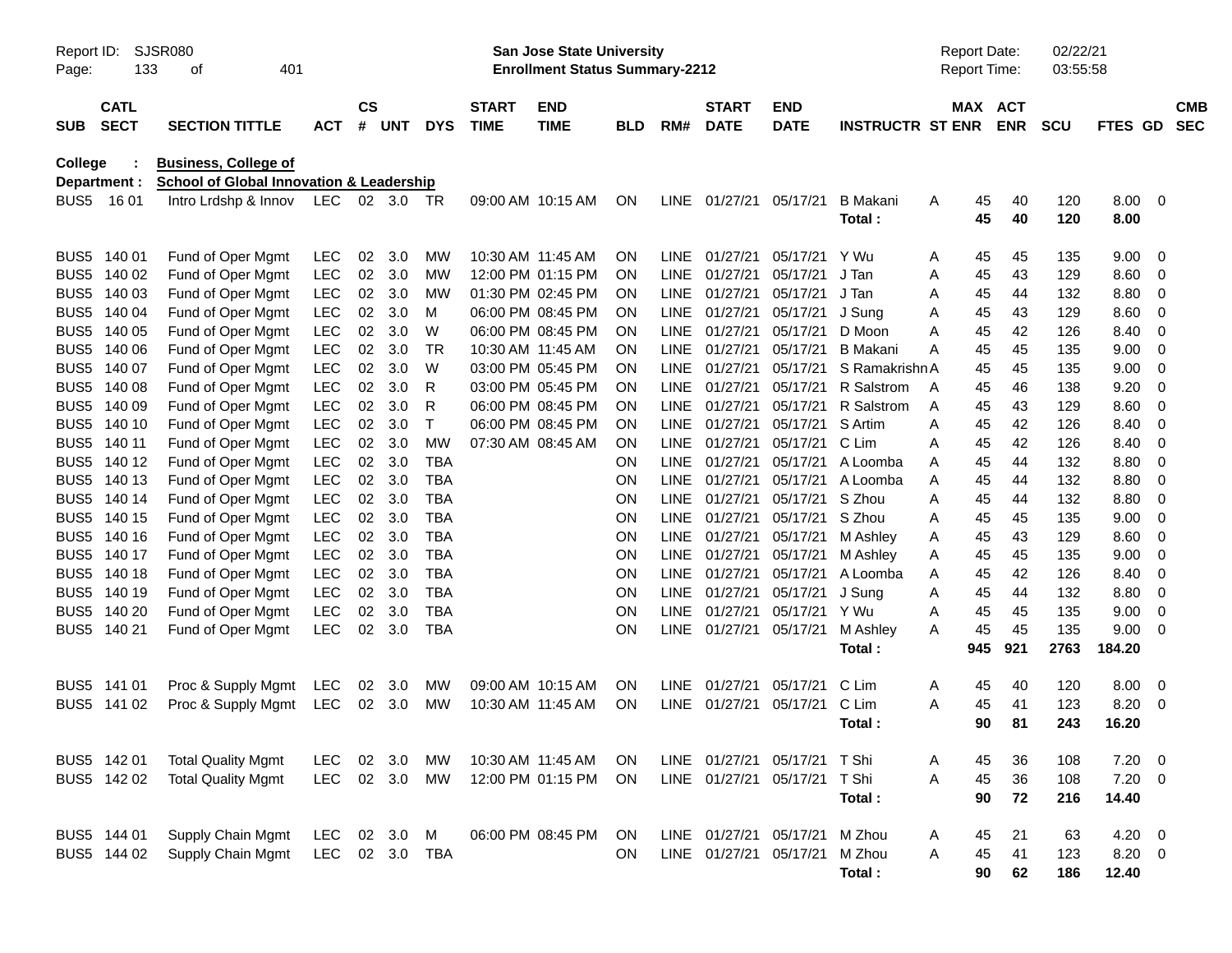Report ID: SJSR080 
Page: 133 of 401

**San Jose State University**
**Enrollment Status Summary-2212**

Report Date: 02/22/21
Report Time: 03:55:58

**College : Business, College of**
**Department : School of Global Innovation & Leadership**

| SUB | CATL SECT | SECTION TITTLE | ACT | CS # | UNT | DYS | START TIME | END TIME | BLD | RM# | START DATE | END DATE | INSTRUCTR | ST | MAX ENR | ACT ENR | SCU | FTES | GD | CMB SEC |
|---|---|---|---|---|---|---|---|---|---|---|---|---|---|---|---|---|---|---|---|---|
| BUS5 | 16 01 | Intro Lrdshp & Innov | LEC | 02 | 3.0 | TR | 09:00 AM | 10:15 AM | ON | LINE | 01/27/21 | 05/17/21 | B Makani | A | 45 | 40 | 120 | 8.00 | 0 | |
| | | | | | | | | | | | | | **Total :** | | **45** | **40** | **120** | **8.00** | | |
| BUS5 | 140 01 | Fund of Oper Mgmt | LEC | 02 | 3.0 | MW | 10:30 AM | 11:45 AM | ON | LINE | 01/27/21 | 05/17/21 | Y Wu | A | 45 | 45 | 135 | 9.00 | 0 | |
| BUS5 | 140 02 | Fund of Oper Mgmt | LEC | 02 | 3.0 | MW | 12:00 PM | 01:15 PM | ON | LINE | 01/27/21 | 05/17/21 | J Tan | A | 45 | 43 | 129 | 8.60 | 0 | |
| BUS5 | 140 03 | Fund of Oper Mgmt | LEC | 02 | 3.0 | MW | 01:30 PM | 02:45 PM | ON | LINE | 01/27/21 | 05/17/21 | J Tan | A | 45 | 44 | 132 | 8.80 | 0 | |
| BUS5 | 140 04 | Fund of Oper Mgmt | LEC | 02 | 3.0 | M | 06:00 PM | 08:45 PM | ON | LINE | 01/27/21 | 05/17/21 | J Sung | A | 45 | 43 | 129 | 8.60 | 0 | |
| BUS5 | 140 05 | Fund of Oper Mgmt | LEC | 02 | 3.0 | W | 06:00 PM | 08:45 PM | ON | LINE | 01/27/21 | 05/17/21 | D Moon | A | 45 | 42 | 126 | 8.40 | 0 | |
| BUS5 | 140 06 | Fund of Oper Mgmt | LEC | 02 | 3.0 | TR | 10:30 AM | 11:45 AM | ON | LINE | 01/27/21 | 05/17/21 | B Makani | A | 45 | 45 | 135 | 9.00 | 0 | |
| BUS5 | 140 07 | Fund of Oper Mgmt | LEC | 02 | 3.0 | W | 03:00 PM | 05:45 PM | ON | LINE | 01/27/21 | 05/17/21 | S Ramakrishn | A | 45 | 45 | 135 | 9.00 | 0 | |
| BUS5 | 140 08 | Fund of Oper Mgmt | LEC | 02 | 3.0 | R | 03:00 PM | 05:45 PM | ON | LINE | 01/27/21 | 05/17/21 | R Salstrom | A | 45 | 46 | 138 | 9.20 | 0 | |
| BUS5 | 140 09 | Fund of Oper Mgmt | LEC | 02 | 3.0 | R | 06:00 PM | 08:45 PM | ON | LINE | 01/27/21 | 05/17/21 | R Salstrom | A | 45 | 43 | 129 | 8.60 | 0 | |
| BUS5 | 140 10 | Fund of Oper Mgmt | LEC | 02 | 3.0 | T | 06:00 PM | 08:45 PM | ON | LINE | 01/27/21 | 05/17/21 | S Artim | A | 45 | 42 | 126 | 8.40 | 0 | |
| BUS5 | 140 11 | Fund of Oper Mgmt | LEC | 02 | 3.0 | MW | 07:30 AM | 08:45 AM | ON | LINE | 01/27/21 | 05/17/21 | C Lim | A | 45 | 42 | 126 | 8.40 | 0 | |
| BUS5 | 140 12 | Fund of Oper Mgmt | LEC | 02 | 3.0 | TBA | | | ON | LINE | 01/27/21 | 05/17/21 | A Loomba | A | 45 | 44 | 132 | 8.80 | 0 | |
| BUS5 | 140 13 | Fund of Oper Mgmt | LEC | 02 | 3.0 | TBA | | | ON | LINE | 01/27/21 | 05/17/21 | A Loomba | A | 45 | 44 | 132 | 8.80 | 0 | |
| BUS5 | 140 14 | Fund of Oper Mgmt | LEC | 02 | 3.0 | TBA | | | ON | LINE | 01/27/21 | 05/17/21 | S Zhou | A | 45 | 44 | 132 | 8.80 | 0 | |
| BUS5 | 140 15 | Fund of Oper Mgmt | LEC | 02 | 3.0 | TBA | | | ON | LINE | 01/27/21 | 05/17/21 | S Zhou | A | 45 | 45 | 135 | 9.00 | 0 | |
| BUS5 | 140 16 | Fund of Oper Mgmt | LEC | 02 | 3.0 | TBA | | | ON | LINE | 01/27/21 | 05/17/21 | M Ashley | A | 45 | 43 | 129 | 8.60 | 0 | |
| BUS5 | 140 17 | Fund of Oper Mgmt | LEC | 02 | 3.0 | TBA | | | ON | LINE | 01/27/21 | 05/17/21 | M Ashley | A | 45 | 45 | 135 | 9.00 | 0 | |
| BUS5 | 140 18 | Fund of Oper Mgmt | LEC | 02 | 3.0 | TBA | | | ON | LINE | 01/27/21 | 05/17/21 | A Loomba | A | 45 | 42 | 126 | 8.40 | 0 | |
| BUS5 | 140 19 | Fund of Oper Mgmt | LEC | 02 | 3.0 | TBA | | | ON | LINE | 01/27/21 | 05/17/21 | J Sung | A | 45 | 44 | 132 | 8.80 | 0 | |
| BUS5 | 140 20 | Fund of Oper Mgmt | LEC | 02 | 3.0 | TBA | | | ON | LINE | 01/27/21 | 05/17/21 | Y Wu | A | 45 | 45 | 135 | 9.00 | 0 | |
| BUS5 | 140 21 | Fund of Oper Mgmt | LEC | 02 | 3.0 | TBA | | | ON | LINE | 01/27/21 | 05/17/21 | M Ashley | A | 45 | 45 | 135 | 9.00 | 0 | |
| | | | | | | | | | | | | | **Total :** | | **945** | **921** | **2763** | **184.20** | | |
| BUS5 | 141 01 | Proc & Supply Mgmt | LEC | 02 | 3.0 | MW | 09:00 AM | 10:15 AM | ON | LINE | 01/27/21 | 05/17/21 | C Lim | A | 45 | 40 | 120 | 8.00 | 0 | |
| BUS5 | 141 02 | Proc & Supply Mgmt | LEC | 02 | 3.0 | MW | 10:30 AM | 11:45 AM | ON | LINE | 01/27/21 | 05/17/21 | C Lim | A | 45 | 41 | 123 | 8.20 | 0 | |
| | | | | | | | | | | | | | **Total :** | | **90** | **81** | **243** | **16.20** | | |
| BUS5 | 142 01 | Total Quality Mgmt | LEC | 02 | 3.0 | MW | 10:30 AM | 11:45 AM | ON | LINE | 01/27/21 | 05/17/21 | T Shi | A | 45 | 36 | 108 | 7.20 | 0 | |
| BUS5 | 142 02 | Total Quality Mgmt | LEC | 02 | 3.0 | MW | 12:00 PM | 01:15 PM | ON | LINE | 01/27/21 | 05/17/21 | T Shi | A | 45 | 36 | 108 | 7.20 | 0 | |
| | | | | | | | | | | | | | **Total :** | | **90** | **72** | **216** | **14.40** | | |
| BUS5 | 144 01 | Supply Chain Mgmt | LEC | 02 | 3.0 | M | 06:00 PM | 08:45 PM | ON | LINE | 01/27/21 | 05/17/21 | M Zhou | A | 45 | 21 | 63 | 4.20 | 0 | |
| BUS5 | 144 02 | Supply Chain Mgmt | LEC | 02 | 3.0 | TBA | | | ON | LINE | 01/27/21 | 05/17/21 | M Zhou | A | 45 | 41 | 123 | 8.20 | 0 | |
| | | | | | | | | | | | | | **Total :** | | **90** | **62** | **186** | **12.40** | | |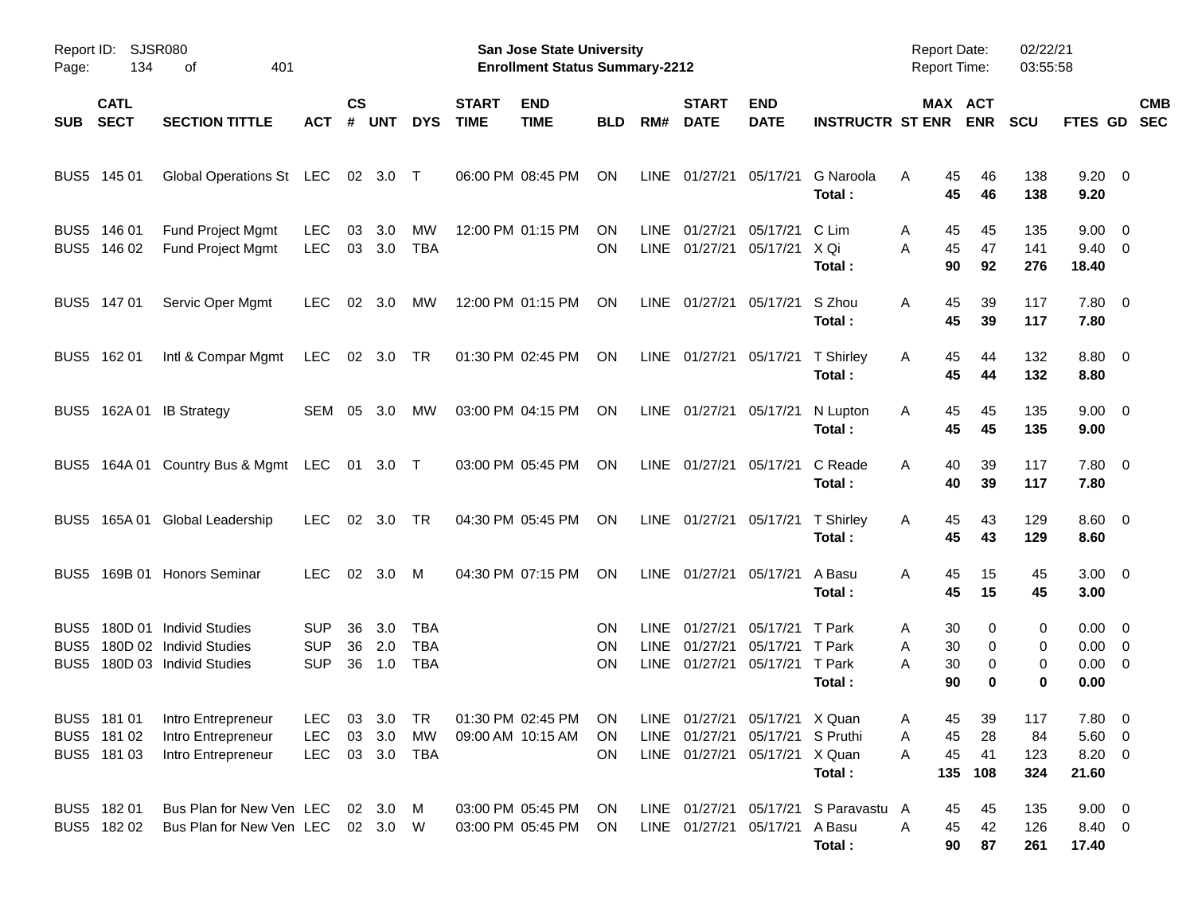Report ID: SJSR080 — San Jose State University — Enrollment Status Summary-2212 — Report Date: 02/22/21 — Report Time: 03:55:58

| SUB | CATL SECT | SECTION TITTLE | ACT | CS # | UNT | DYS | START TIME | END TIME | BLD | RM# | START DATE | END DATE | INSTRUCTR | ST | MAX ENR | ACT ENR | SCU | FTES | GD | CMB SEC |
|---|---|---|---|---|---|---|---|---|---|---|---|---|---|---|---|---|---|---|---|---|
| BUS5 | 145 01 | Global Operations St | LEC | 02 | 3.0 | T | 06:00 PM | 08:45 PM | ON | LINE | 01/27/21 | 05/17/21 | G Naroola | A | 45 | 46 | 138 | 9.20 | 0 | |
| | | | | | | | | | | | | | **Total :** | | **45** | **46** | **138** | **9.20** | | |
| BUS5 | 146 01 | Fund Project Mgmt | LEC | 03 | 3.0 | MW | 12:00 PM | 01:15 PM | ON | LINE | 01/27/21 | 05/17/21 | C Lim | A | 45 | 45 | 135 | 9.00 | 0 | |
| BUS5 | 146 02 | Fund Project Mgmt | LEC | 03 | 3.0 | TBA | | | ON | LINE | 01/27/21 | 05/17/21 | X Qi | A | 45 | 47 | 141 | 9.40 | 0 | |
| | | | | | | | | | | | | | **Total :** | | **90** | **92** | **276** | **18.40** | | |
| BUS5 | 147 01 | Servic Oper Mgmt | LEC | 02 | 3.0 | MW | 12:00 PM | 01:15 PM | ON | LINE | 01/27/21 | 05/17/21 | S Zhou | A | 45 | 39 | 117 | 7.80 | 0 | |
| | | | | | | | | | | | | | **Total :** | | **45** | **39** | **117** | **7.80** | | |
| BUS5 | 162 01 | Intl & Compar Mgmt | LEC | 02 | 3.0 | TR | 01:30 PM | 02:45 PM | ON | LINE | 01/27/21 | 05/17/21 | T Shirley | A | 45 | 44 | 132 | 8.80 | 0 | |
| | | | | | | | | | | | | | **Total :** | | **45** | **44** | **132** | **8.80** | | |
| BUS5 | 162A 01 | IB Strategy | SEM | 05 | 3.0 | MW | 03:00 PM | 04:15 PM | ON | LINE | 01/27/21 | 05/17/21 | N Lupton | A | 45 | 45 | 135 | 9.00 | 0 | |
| | | | | | | | | | | | | | **Total :** | | **45** | **45** | **135** | **9.00** | | |
| BUS5 | 164A 01 | Country Bus & Mgmt | LEC | 01 | 3.0 | T | 03:00 PM | 05:45 PM | ON | LINE | 01/27/21 | 05/17/21 | C Reade | A | 40 | 39 | 117 | 7.80 | 0 | |
| | | | | | | | | | | | | | **Total :** | | **40** | **39** | **117** | **7.80** | | |
| BUS5 | 165A 01 | Global Leadership | LEC | 02 | 3.0 | TR | 04:30 PM | 05:45 PM | ON | LINE | 01/27/21 | 05/17/21 | T Shirley | A | 45 | 43 | 129 | 8.60 | 0 | |
| | | | | | | | | | | | | | **Total :** | | **45** | **43** | **129** | **8.60** | | |
| BUS5 | 169B 01 | Honors Seminar | LEC | 02 | 3.0 | M | 04:30 PM | 07:15 PM | ON | LINE | 01/27/21 | 05/17/21 | A Basu | A | 45 | 15 | 45 | 3.00 | 0 | |
| | | | | | | | | | | | | | **Total :** | | **45** | **15** | **45** | **3.00** | | |
| BUS5 | 180D 01 | Individ Studies | SUP | 36 | 3.0 | TBA | | | ON | LINE | 01/27/21 | 05/17/21 | T Park | A | 30 | 0 | 0 | 0.00 | 0 | |
| BUS5 | 180D 02 | Individ Studies | SUP | 36 | 2.0 | TBA | | | ON | LINE | 01/27/21 | 05/17/21 | T Park | A | 30 | 0 | 0 | 0.00 | 0 | |
| BUS5 | 180D 03 | Individ Studies | SUP | 36 | 1.0 | TBA | | | ON | LINE | 01/27/21 | 05/17/21 | T Park | A | 30 | 0 | 0 | 0.00 | 0 | |
| | | | | | | | | | | | | | **Total :** | | **90** | **0** | **0** | **0.00** | | |
| BUS5 | 181 01 | Intro Entrepreneur | LEC | 03 | 3.0 | TR | 01:30 PM | 02:45 PM | ON | LINE | 01/27/21 | 05/17/21 | X Quan | A | 45 | 39 | 117 | 7.80 | 0 | |
| BUS5 | 181 02 | Intro Entrepreneur | LEC | 03 | 3.0 | MW | 09:00 AM | 10:15 AM | ON | LINE | 01/27/21 | 05/17/21 | S Pruthi | A | 45 | 28 | 84 | 5.60 | 0 | |
| BUS5 | 181 03 | Intro Entrepreneur | LEC | 03 | 3.0 | TBA | | | ON | LINE | 01/27/21 | 05/17/21 | X Quan | A | 45 | 41 | 123 | 8.20 | 0 | |
| | | | | | | | | | | | | | **Total :** | | **135** | **108** | **324** | **21.60** | | |
| BUS5 | 182 01 | Bus Plan for New Ven | LEC | 02 | 3.0 | M | 03:00 PM | 05:45 PM | ON | LINE | 01/27/21 | 05/17/21 | S Paravastu | A | 45 | 45 | 135 | 9.00 | 0 | |
| BUS5 | 182 02 | Bus Plan for New Ven | LEC | 02 | 3.0 | W | 03:00 PM | 05:45 PM | ON | LINE | 01/27/21 | 05/17/21 | A Basu | A | 45 | 42 | 126 | 8.40 | 0 | |
| | | | | | | | | | | | | | **Total :** | | **90** | **87** | **261** | **17.40** | | |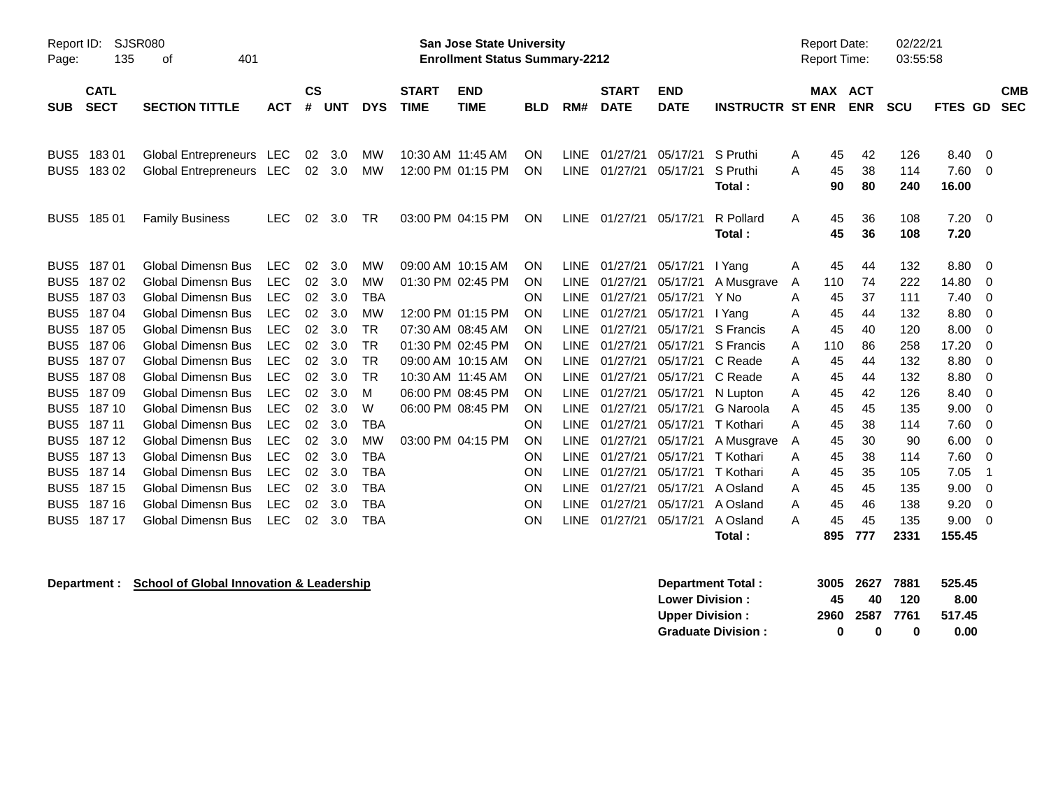| SUB | CATL SECT | SECTION TITTLE | ACT | CS # | UNT | DYS | START TIME | END TIME | BLD | RM# | START DATE | END DATE | INSTRUCTR | ST | MAX ENR | ACT ENR | SCU | FTES | GD | CMB SEC |
|---|---|---|---|---|---|---|---|---|---|---|---|---|---|---|---|---|---|---|---|---|
| BUS5 | 183 01 | Global Entrepreneurs | LEC | 02 | 3.0 | MW | 10:30 AM | 11:45 AM | ON | LINE | 01/27/21 | 05/17/21 | S Pruthi | A | 45 | 42 | 126 | 8.40 | 0 | |
| BUS5 | 183 02 | Global Entrepreneurs | LEC | 02 | 3.0 | MW | 12:00 PM | 01:15 PM | ON | LINE | 01/27/21 | 05/17/21 | S Pruthi | A | 45 | 38 | 114 | 7.60 | 0 | |
| | | | | | | | | | | | | | **Total :** | | **90** | **80** | **240** | **16.00** | | |
| BUS5 | 185 01 | Family Business | LEC | 02 | 3.0 | TR | 03:00 PM | 04:15 PM | ON | LINE | 01/27/21 | 05/17/21 | R Pollard | A | 45 | 36 | 108 | 7.20 | 0 | |
| | | | | | | | | | | | | | **Total :** | | **45** | **36** | **108** | **7.20** | | |
| BUS5 | 187 01 | Global Dimensn Bus | LEC | 02 | 3.0 | MW | 09:00 AM | 10:15 AM | ON | LINE | 01/27/21 | 05/17/21 | I Yang | A | 45 | 44 | 132 | 8.80 | 0 | |
| BUS5 | 187 02 | Global Dimensn Bus | LEC | 02 | 3.0 | MW | 01:30 PM | 02:45 PM | ON | LINE | 01/27/21 | 05/17/21 | A Musgrave | A | 110 | 74 | 222 | 14.80 | 0 | |
| BUS5 | 187 03 | Global Dimensn Bus | LEC | 02 | 3.0 | TBA | | | ON | LINE | 01/27/21 | 05/17/21 | Y No | A | 45 | 37 | 111 | 7.40 | 0 | |
| BUS5 | 187 04 | Global Dimensn Bus | LEC | 02 | 3.0 | MW | 12:00 PM | 01:15 PM | ON | LINE | 01/27/21 | 05/17/21 | I Yang | A | 45 | 44 | 132 | 8.80 | 0 | |
| BUS5 | 187 05 | Global Dimensn Bus | LEC | 02 | 3.0 | TR | 07:30 AM | 08:45 AM | ON | LINE | 01/27/21 | 05/17/21 | S Francis | A | 45 | 40 | 120 | 8.00 | 0 | |
| BUS5 | 187 06 | Global Dimensn Bus | LEC | 02 | 3.0 | TR | 01:30 PM | 02:45 PM | ON | LINE | 01/27/21 | 05/17/21 | S Francis | A | 110 | 86 | 258 | 17.20 | 0 | |
| BUS5 | 187 07 | Global Dimensn Bus | LEC | 02 | 3.0 | TR | 09:00 AM | 10:15 AM | ON | LINE | 01/27/21 | 05/17/21 | C Reade | A | 45 | 44 | 132 | 8.80 | 0 | |
| BUS5 | 187 08 | Global Dimensn Bus | LEC | 02 | 3.0 | TR | 10:30 AM | 11:45 AM | ON | LINE | 01/27/21 | 05/17/21 | C Reade | A | 45 | 44 | 132 | 8.80 | 0 | |
| BUS5 | 187 09 | Global Dimensn Bus | LEC | 02 | 3.0 | M | 06:00 PM | 08:45 PM | ON | LINE | 01/27/21 | 05/17/21 | N Lupton | A | 45 | 42 | 126 | 8.40 | 0 | |
| BUS5 | 187 10 | Global Dimensn Bus | LEC | 02 | 3.0 | W | 06:00 PM | 08:45 PM | ON | LINE | 01/27/21 | 05/17/21 | G Naroola | A | 45 | 45 | 135 | 9.00 | 0 | |
| BUS5 | 187 11 | Global Dimensn Bus | LEC | 02 | 3.0 | TBA | | | ON | LINE | 01/27/21 | 05/17/21 | T Kothari | A | 45 | 38 | 114 | 7.60 | 0 | |
| BUS5 | 187 12 | Global Dimensn Bus | LEC | 02 | 3.0 | MW | 03:00 PM | 04:15 PM | ON | LINE | 01/27/21 | 05/17/21 | A Musgrave | A | 45 | 30 | 90 | 6.00 | 0 | |
| BUS5 | 187 13 | Global Dimensn Bus | LEC | 02 | 3.0 | TBA | | | ON | LINE | 01/27/21 | 05/17/21 | T Kothari | A | 45 | 38 | 114 | 7.60 | 0 | |
| BUS5 | 187 14 | Global Dimensn Bus | LEC | 02 | 3.0 | TBA | | | ON | LINE | 01/27/21 | 05/17/21 | T Kothari | A | 45 | 35 | 105 | 7.05 | 1 | |
| BUS5 | 187 15 | Global Dimensn Bus | LEC | 02 | 3.0 | TBA | | | ON | LINE | 01/27/21 | 05/17/21 | A Osland | A | 45 | 45 | 135 | 9.00 | 0 | |
| BUS5 | 187 16 | Global Dimensn Bus | LEC | 02 | 3.0 | TBA | | | ON | LINE | 01/27/21 | 05/17/21 | A Osland | A | 45 | 46 | 138 | 9.20 | 0 | |
| BUS5 | 187 17 | Global Dimensn Bus | LEC | 02 | 3.0 | TBA | | | ON | LINE | 01/27/21 | 05/17/21 | A Osland | A | 45 | 45 | 135 | 9.00 | 0 | |
| | | | | | | | | | | | | | **Total :** | | **895** | **777** | **2331** | **155.45** | | |

**Department : School of Global Innovation & Leadership**

| | MAX ENR | ACT ENR | SCU | FTES |
|---|---|---|---|---|
| **Department Total :** | **3005** | **2627** | **7881** | **525.45** |
| **Lower Division :** | **45** | **40** | **120** | **8.00** |
| **Upper Division :** | **2960** | **2587** | **7761** | **517.45** |
| **Graduate Division :** | **0** | **0** | **0** | **0.00** |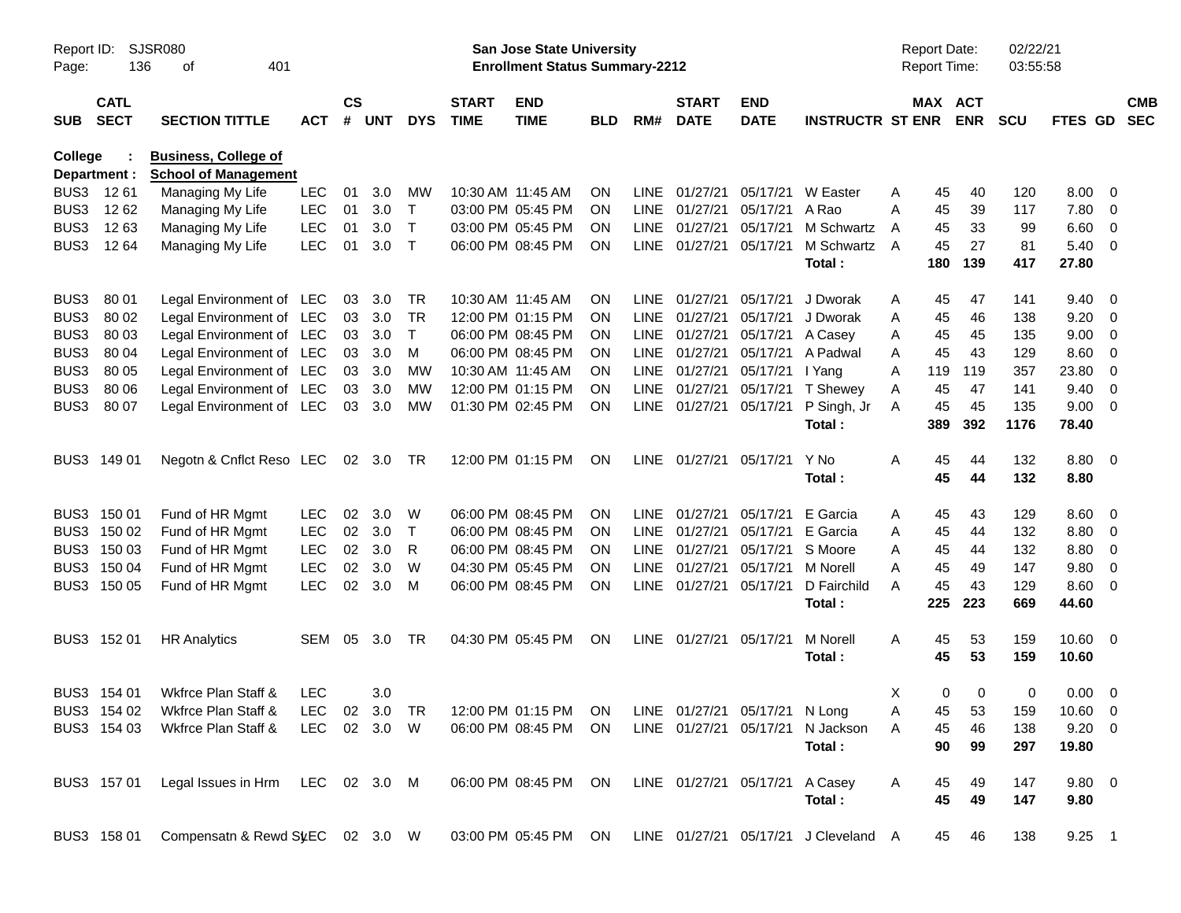Report ID: SJSR080
San Jose State University
Enrollment Status Summary-2212
Report Date: 02/22/21
Report Time: 03:55:58

**College : Business, College of**
**Department : School of Management**

| SUB | CATL SECT | SECTION TITTLE | ACT | CS # | UNT | DYS | START TIME | END TIME | BLD | RM# | START DATE | END DATE | INSTRUCTR | ST | MAX ENR | ACT ENR | SCU | FTES | GD | CMB SEC |
|---|---|---|---|---|---|---|---|---|---|---|---|---|---|---|---|---|---|---|---|---|
| BUS3 | 12 61 | Managing My Life | LEC | 01 | 3.0 | MW | 10:30 AM | 11:45 AM | ON | LINE | 01/27/21 | 05/17/21 | W Easter | A | 45 | 40 | 120 | 8.00 | 0 | |
| BUS3 | 12 62 | Managing My Life | LEC | 01 | 3.0 | T | 03:00 PM | 05:45 PM | ON | LINE | 01/27/21 | 05/17/21 | A Rao | A | 45 | 39 | 117 | 7.80 | 0 | |
| BUS3 | 12 63 | Managing My Life | LEC | 01 | 3.0 | T | 03:00 PM | 05:45 PM | ON | LINE | 01/27/21 | 05/17/21 | M Schwartz | A | 45 | 33 | 99 | 6.60 | 0 | |
| BUS3 | 12 64 | Managing My Life | LEC | 01 | 3.0 | T | 06:00 PM | 08:45 PM | ON | LINE | 01/27/21 | 05/17/21 | M Schwartz | A | 45 | 27 | 81 | 5.40 | 0 | |
| | | | | | | | | | | | | | **Total :** | | **180** | **139** | **417** | **27.80** | | |
| BUS3 | 80 01 | Legal Environment of | LEC | 03 | 3.0 | TR | 10:30 AM | 11:45 AM | ON | LINE | 01/27/21 | 05/17/21 | J Dworak | A | 45 | 47 | 141 | 9.40 | 0 | |
| BUS3 | 80 02 | Legal Environment of | LEC | 03 | 3.0 | TR | 12:00 PM | 01:15 PM | ON | LINE | 01/27/21 | 05/17/21 | J Dworak | A | 45 | 46 | 138 | 9.20 | 0 | |
| BUS3 | 80 03 | Legal Environment of | LEC | 03 | 3.0 | T | 06:00 PM | 08:45 PM | ON | LINE | 01/27/21 | 05/17/21 | A Casey | A | 45 | 45 | 135 | 9.00 | 0 | |
| BUS3 | 80 04 | Legal Environment of | LEC | 03 | 3.0 | M | 06:00 PM | 08:45 PM | ON | LINE | 01/27/21 | 05/17/21 | A Padwal | A | 45 | 43 | 129 | 8.60 | 0 | |
| BUS3 | 80 05 | Legal Environment of | LEC | 03 | 3.0 | MW | 10:30 AM | 11:45 AM | ON | LINE | 01/27/21 | 05/17/21 | I Yang | A | 119 | 119 | 357 | 23.80 | 0 | |
| BUS3 | 80 06 | Legal Environment of | LEC | 03 | 3.0 | MW | 12:00 PM | 01:15 PM | ON | LINE | 01/27/21 | 05/17/21 | T Shewey | A | 45 | 47 | 141 | 9.40 | 0 | |
| BUS3 | 80 07 | Legal Environment of | LEC | 03 | 3.0 | MW | 01:30 PM | 02:45 PM | ON | LINE | 01/27/21 | 05/17/21 | P Singh, Jr | A | 45 | 45 | 135 | 9.00 | 0 | |
| | | | | | | | | | | | | | **Total :** | | **389** | **392** | **1176** | **78.40** | | |
| BUS3 | 149 01 | Negotn & Cnflct Reso | LEC | 02 | 3.0 | TR | 12:00 PM | 01:15 PM | ON | LINE | 01/27/21 | 05/17/21 | Y No | A | 45 | 44 | 132 | 8.80 | 0 | |
| | | | | | | | | | | | | | **Total :** | | **45** | **44** | **132** | **8.80** | | |
| BUS3 | 150 01 | Fund of HR Mgmt | LEC | 02 | 3.0 | W | 06:00 PM | 08:45 PM | ON | LINE | 01/27/21 | 05/17/21 | E Garcia | A | 45 | 43 | 129 | 8.60 | 0 | |
| BUS3 | 150 02 | Fund of HR Mgmt | LEC | 02 | 3.0 | T | 06:00 PM | 08:45 PM | ON | LINE | 01/27/21 | 05/17/21 | E Garcia | A | 45 | 44 | 132 | 8.80 | 0 | |
| BUS3 | 150 03 | Fund of HR Mgmt | LEC | 02 | 3.0 | R | 06:00 PM | 08:45 PM | ON | LINE | 01/27/21 | 05/17/21 | S Moore | A | 45 | 44 | 132 | 8.80 | 0 | |
| BUS3 | 150 04 | Fund of HR Mgmt | LEC | 02 | 3.0 | W | 04:30 PM | 05:45 PM | ON | LINE | 01/27/21 | 05/17/21 | M Norell | A | 45 | 49 | 147 | 9.80 | 0 | |
| BUS3 | 150 05 | Fund of HR Mgmt | LEC | 02 | 3.0 | M | 06:00 PM | 08:45 PM | ON | LINE | 01/27/21 | 05/17/21 | D Fairchild | A | 45 | 43 | 129 | 8.60 | 0 | |
| | | | | | | | | | | | | | **Total :** | | **225** | **223** | **669** | **44.60** | | |
| BUS3 | 152 01 | HR Analytics | SEM | 05 | 3.0 | TR | 04:30 PM | 05:45 PM | ON | LINE | 01/27/21 | 05/17/21 | M Norell | A | 45 | 53 | 159 | 10.60 | 0 | |
| | | | | | | | | | | | | | **Total :** | | **45** | **53** | **159** | **10.60** | | |
| BUS3 | 154 01 | Wkfrce Plan Staff & | LEC | | 3.0 | | | | | | | | | X | 0 | 0 | 0 | 0.00 | 0 | |
| BUS3 | 154 02 | Wkfrce Plan Staff & | LEC | 02 | 3.0 | TR | 12:00 PM | 01:15 PM | ON | LINE | 01/27/21 | 05/17/21 | N Long | A | 45 | 53 | 159 | 10.60 | 0 | |
| BUS3 | 154 03 | Wkfrce Plan Staff & | LEC | 02 | 3.0 | W | 06:00 PM | 08:45 PM | ON | LINE | 01/27/21 | 05/17/21 | N Jackson | A | 45 | 46 | 138 | 9.20 | 0 | |
| | | | | | | | | | | | | | **Total :** | | **90** | **99** | **297** | **19.80** | | |
| BUS3 | 157 01 | Legal Issues in Hrm | LEC | 02 | 3.0 | M | 06:00 PM | 08:45 PM | ON | LINE | 01/27/21 | 05/17/21 | A Casey | A | 45 | 49 | 147 | 9.80 | 0 | |
| | | | | | | | | | | | | | **Total :** | | **45** | **49** | **147** | **9.80** | | |
| BUS3 | 158 01 | Compensatn & Rewd Sy | LEC | 02 | 3.0 | W | 03:00 PM | 05:45 PM | ON | LINE | 01/27/21 | 05/17/21 | J Cleveland | A | 45 | 46 | 138 | 9.25 | 1 | |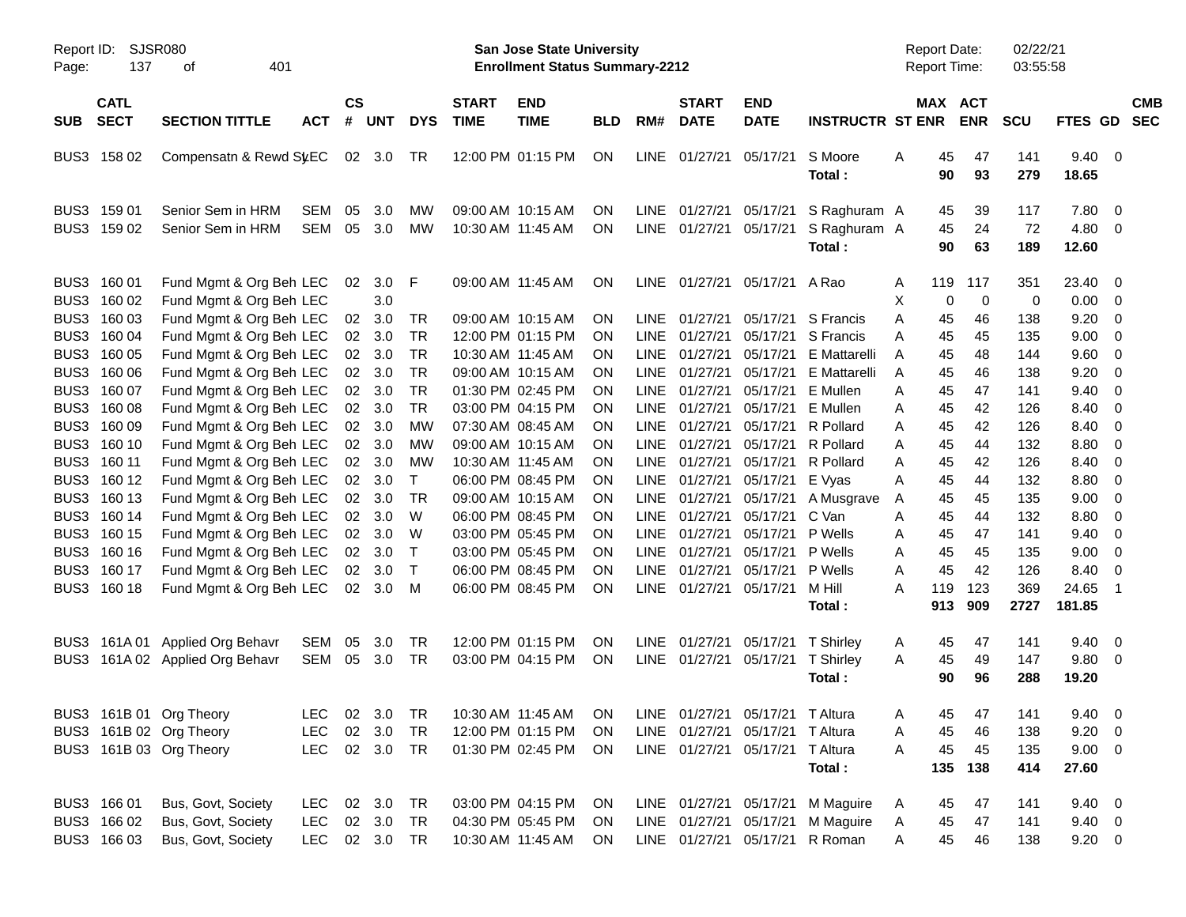Report ID: SJSR080
San Jose State University
Enrollment Status Summary-2212
Report Date: 02/22/21
Report Time: 03:55:58

| SUB | CATL SECT | SECTION TITTLE | ACT | CS # | UNT | DYS | START TIME | END TIME | BLD | RM# | START DATE | END DATE | INSTRUCTR | ST | MAX ENR | ACT ENR | SCU | FTES | GD | CMB SEC |
|---|---|---|---|---|---|---|---|---|---|---|---|---|---|---|---|---|---|---|---|---|
| BUS3 | 158 02 | Compensatn & Rewd Sys | LEC | 02 | 3.0 | TR | 12:00 PM | 01:15 PM | ON | LINE | 01/27/21 | 05/17/21 | S Moore | A | 45 | 47 | 141 | 9.40 | 0 | |
| | | | | | | | | | | | | | **Total :** | | **90** | **93** | **279** | **18.65** | | |
| BUS3 | 159 01 | Senior Sem in HRM | SEM | 05 | 3.0 | MW | 09:00 AM | 10:15 AM | ON | LINE | 01/27/21 | 05/17/21 | S Raghuram | A | 45 | 39 | 117 | 7.80 | 0 | |
| BUS3 | 159 02 | Senior Sem in HRM | SEM | 05 | 3.0 | MW | 10:30 AM | 11:45 AM | ON | LINE | 01/27/21 | 05/17/21 | S Raghuram | A | 45 | 24 | 72 | 4.80 | 0 | |
| | | | | | | | | | | | | | **Total :** | | **90** | **63** | **189** | **12.60** | | |
| BUS3 | 160 01 | Fund Mgmt & Org Beh | LEC | 02 | 3.0 | F | 09:00 AM | 11:45 AM | ON | LINE | 01/27/21 | 05/17/21 | A Rao | A | 119 | 117 | 351 | 23.40 | 0 | |
| BUS3 | 160 02 | Fund Mgmt & Org Beh | LEC | | 3.0 | | | | | | | | | X | 0 | 0 | 0 | 0.00 | 0 | |
| BUS3 | 160 03 | Fund Mgmt & Org Beh | LEC | 02 | 3.0 | TR | 09:00 AM | 10:15 AM | ON | LINE | 01/27/21 | 05/17/21 | S Francis | A | 45 | 46 | 138 | 9.20 | 0 | |
| BUS3 | 160 04 | Fund Mgmt & Org Beh | LEC | 02 | 3.0 | TR | 12:00 PM | 01:15 PM | ON | LINE | 01/27/21 | 05/17/21 | S Francis | A | 45 | 45 | 135 | 9.00 | 0 | |
| BUS3 | 160 05 | Fund Mgmt & Org Beh | LEC | 02 | 3.0 | TR | 10:30 AM | 11:45 AM | ON | LINE | 01/27/21 | 05/17/21 | E Mattarelli | A | 45 | 48 | 144 | 9.60 | 0 | |
| BUS3 | 160 06 | Fund Mgmt & Org Beh | LEC | 02 | 3.0 | TR | 09:00 AM | 10:15 AM | ON | LINE | 01/27/21 | 05/17/21 | E Mattarelli | A | 45 | 46 | 138 | 9.20 | 0 | |
| BUS3 | 160 07 | Fund Mgmt & Org Beh | LEC | 02 | 3.0 | TR | 01:30 PM | 02:45 PM | ON | LINE | 01/27/21 | 05/17/21 | E Mullen | A | 45 | 47 | 141 | 9.40 | 0 | |
| BUS3 | 160 08 | Fund Mgmt & Org Beh | LEC | 02 | 3.0 | TR | 03:00 PM | 04:15 PM | ON | LINE | 01/27/21 | 05/17/21 | E Mullen | A | 45 | 42 | 126 | 8.40 | 0 | |
| BUS3 | 160 09 | Fund Mgmt & Org Beh | LEC | 02 | 3.0 | MW | 07:30 AM | 08:45 AM | ON | LINE | 01/27/21 | 05/17/21 | R Pollard | A | 45 | 42 | 126 | 8.40 | 0 | |
| BUS3 | 160 10 | Fund Mgmt & Org Beh | LEC | 02 | 3.0 | MW | 09:00 AM | 10:15 AM | ON | LINE | 01/27/21 | 05/17/21 | R Pollard | A | 45 | 44 | 132 | 8.80 | 0 | |
| BUS3 | 160 11 | Fund Mgmt & Org Beh | LEC | 02 | 3.0 | MW | 10:30 AM | 11:45 AM | ON | LINE | 01/27/21 | 05/17/21 | R Pollard | A | 45 | 42 | 126 | 8.40 | 0 | |
| BUS3 | 160 12 | Fund Mgmt & Org Beh | LEC | 02 | 3.0 | T | 06:00 PM | 08:45 PM | ON | LINE | 01/27/21 | 05/17/21 | E Vyas | A | 45 | 44 | 132 | 8.80 | 0 | |
| BUS3 | 160 13 | Fund Mgmt & Org Beh | LEC | 02 | 3.0 | TR | 09:00 AM | 10:15 AM | ON | LINE | 01/27/21 | 05/17/21 | A Musgrave | A | 45 | 45 | 135 | 9.00 | 0 | |
| BUS3 | 160 14 | Fund Mgmt & Org Beh | LEC | 02 | 3.0 | W | 06:00 PM | 08:45 PM | ON | LINE | 01/27/21 | 05/17/21 | C Van | A | 45 | 44 | 132 | 8.80 | 0 | |
| BUS3 | 160 15 | Fund Mgmt & Org Beh | LEC | 02 | 3.0 | W | 03:00 PM | 05:45 PM | ON | LINE | 01/27/21 | 05/17/21 | P Wells | A | 45 | 47 | 141 | 9.40 | 0 | |
| BUS3 | 160 16 | Fund Mgmt & Org Beh | LEC | 02 | 3.0 | T | 03:00 PM | 05:45 PM | ON | LINE | 01/27/21 | 05/17/21 | P Wells | A | 45 | 45 | 135 | 9.00 | 0 | |
| BUS3 | 160 17 | Fund Mgmt & Org Beh | LEC | 02 | 3.0 | T | 06:00 PM | 08:45 PM | ON | LINE | 01/27/21 | 05/17/21 | P Wells | A | 45 | 42 | 126 | 8.40 | 0 | |
| BUS3 | 160 18 | Fund Mgmt & Org Beh | LEC | 02 | 3.0 | M | 06:00 PM | 08:45 PM | ON | LINE | 01/27/21 | 05/17/21 | M Hill | A | 119 | 123 | 369 | 24.65 | 1 | |
| | | | | | | | | | | | | | **Total :** | | **913** | **909** | **2727** | **181.85** | | |
| BUS3 | 161A 01 | Applied Org Behavr | SEM | 05 | 3.0 | TR | 12:00 PM | 01:15 PM | ON | LINE | 01/27/21 | 05/17/21 | T Shirley | A | 45 | 47 | 141 | 9.40 | 0 | |
| BUS3 | 161A 02 | Applied Org Behavr | SEM | 05 | 3.0 | TR | 03:00 PM | 04:15 PM | ON | LINE | 01/27/21 | 05/17/21 | T Shirley | A | 45 | 49 | 147 | 9.80 | 0 | |
| | | | | | | | | | | | | | **Total :** | | **90** | **96** | **288** | **19.20** | | |
| BUS3 | 161B 01 | Org Theory | LEC | 02 | 3.0 | TR | 10:30 AM | 11:45 AM | ON | LINE | 01/27/21 | 05/17/21 | T Altura | A | 45 | 47 | 141 | 9.40 | 0 | |
| BUS3 | 161B 02 | Org Theory | LEC | 02 | 3.0 | TR | 12:00 PM | 01:15 PM | ON | LINE | 01/27/21 | 05/17/21 | T Altura | A | 45 | 46 | 138 | 9.20 | 0 | |
| BUS3 | 161B 03 | Org Theory | LEC | 02 | 3.0 | TR | 01:30 PM | 02:45 PM | ON | LINE | 01/27/21 | 05/17/21 | T Altura | A | 45 | 45 | 135 | 9.00 | 0 | |
| | | | | | | | | | | | | | **Total :** | | **135** | **138** | **414** | **27.60** | | |
| BUS3 | 166 01 | Bus, Govt, Society | LEC | 02 | 3.0 | TR | 03:00 PM | 04:15 PM | ON | LINE | 01/27/21 | 05/17/21 | M Maguire | A | 45 | 47 | 141 | 9.40 | 0 | |
| BUS3 | 166 02 | Bus, Govt, Society | LEC | 02 | 3.0 | TR | 04:30 PM | 05:45 PM | ON | LINE | 01/27/21 | 05/17/21 | M Maguire | A | 45 | 47 | 141 | 9.40 | 0 | |
| BUS3 | 166 03 | Bus, Govt, Society | LEC | 02 | 3.0 | TR | 10:30 AM | 11:45 AM | ON | LINE | 01/27/21 | 05/17/21 | R Roman | A | 45 | 46 | 138 | 9.20 | 0 | |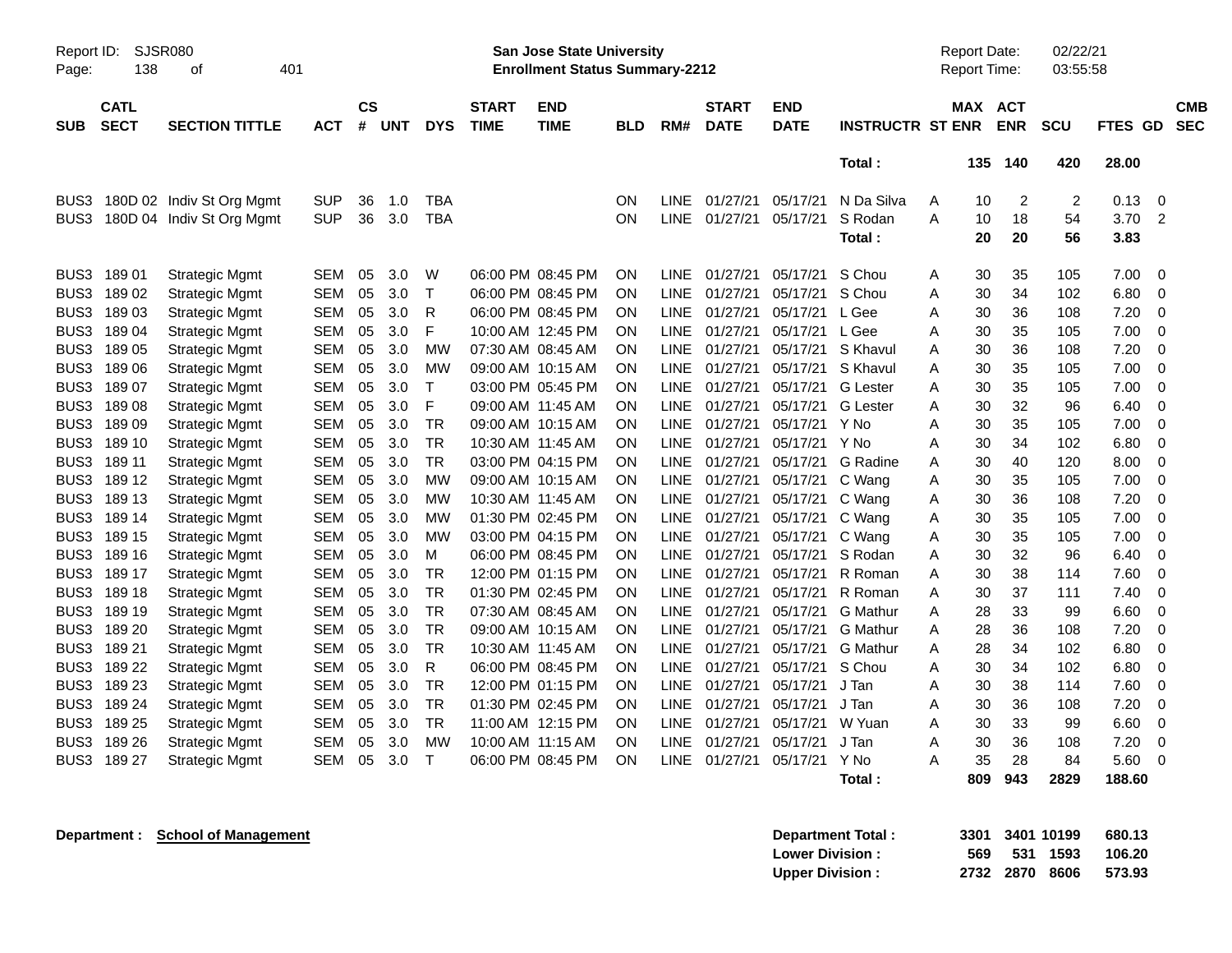| SUB | CATL SECT | SECTION TITTLE | ACT | CS # | UNT | DYS | START TIME | END TIME | BLD | RM# | START DATE | END DATE | INSTRUCTR | ST | MAX ENR | ACT ENR | SCU | FTES | GD | CMB SEC |
|---|---|---|---|---|---|---|---|---|---|---|---|---|---|---|---|---|---|---|---|---|
| | | | | | | | | | | | | | Total : | | 135 | 140 | 420 | 28.00 | | |
| BUS3 | 180D 02 | Indiv St Org Mgmt | SUP | 36 | 1.0 | TBA | | | ON | LINE | 01/27/21 | 05/17/21 | N Da Silva | A | 10 | 2 | 2 | 0.13 | 0 | |
| BUS3 | 180D 04 | Indiv St Org Mgmt | SUP | 36 | 3.0 | TBA | | | ON | LINE | 01/27/21 | 05/17/21 | S Rodan | A | 10 | 18 | 54 | 3.70 | 2 | |
| | | | | | | | | | | | | | Total : | | 20 | 20 | 56 | 3.83 | | |
| BUS3 | 189 01 | Strategic Mgmt | SEM | 05 | 3.0 | W | 06:00 PM | 08:45 PM | ON | LINE | 01/27/21 | 05/17/21 | S Chou | A | 30 | 35 | 105 | 7.00 | 0 | |
| BUS3 | 189 02 | Strategic Mgmt | SEM | 05 | 3.0 | T | 06:00 PM | 08:45 PM | ON | LINE | 01/27/21 | 05/17/21 | S Chou | A | 30 | 34 | 102 | 6.80 | 0 | |
| BUS3 | 189 03 | Strategic Mgmt | SEM | 05 | 3.0 | R | 06:00 PM | 08:45 PM | ON | LINE | 01/27/21 | 05/17/21 | L Gee | A | 30 | 36 | 108 | 7.20 | 0 | |
| BUS3 | 189 04 | Strategic Mgmt | SEM | 05 | 3.0 | F | 10:00 AM | 12:45 PM | ON | LINE | 01/27/21 | 05/17/21 | L Gee | A | 30 | 35 | 105 | 7.00 | 0 | |
| BUS3 | 189 05 | Strategic Mgmt | SEM | 05 | 3.0 | MW | 07:30 AM | 08:45 AM | ON | LINE | 01/27/21 | 05/17/21 | S Khavul | A | 30 | 36 | 108 | 7.20 | 0 | |
| BUS3 | 189 06 | Strategic Mgmt | SEM | 05 | 3.0 | MW | 09:00 AM | 10:15 AM | ON | LINE | 01/27/21 | 05/17/21 | S Khavul | A | 30 | 35 | 105 | 7.00 | 0 | |
| BUS3 | 189 07 | Strategic Mgmt | SEM | 05 | 3.0 | T | 03:00 PM | 05:45 PM | ON | LINE | 01/27/21 | 05/17/21 | G Lester | A | 30 | 35 | 105 | 7.00 | 0 | |
| BUS3 | 189 08 | Strategic Mgmt | SEM | 05 | 3.0 | F | 09:00 AM | 11:45 AM | ON | LINE | 01/27/21 | 05/17/21 | G Lester | A | 30 | 32 | 96 | 6.40 | 0 | |
| BUS3 | 189 09 | Strategic Mgmt | SEM | 05 | 3.0 | TR | 09:00 AM | 10:15 AM | ON | LINE | 01/27/21 | 05/17/21 | Y No | A | 30 | 35 | 105 | 7.00 | 0 | |
| BUS3 | 189 10 | Strategic Mgmt | SEM | 05 | 3.0 | TR | 10:30 AM | 11:45 AM | ON | LINE | 01/27/21 | 05/17/21 | Y No | A | 30 | 34 | 102 | 6.80 | 0 | |
| BUS3 | 189 11 | Strategic Mgmt | SEM | 05 | 3.0 | TR | 03:00 PM | 04:15 PM | ON | LINE | 01/27/21 | 05/17/21 | G Radine | A | 30 | 40 | 120 | 8.00 | 0 | |
| BUS3 | 189 12 | Strategic Mgmt | SEM | 05 | 3.0 | MW | 09:00 AM | 10:15 AM | ON | LINE | 01/27/21 | 05/17/21 | C Wang | A | 30 | 35 | 105 | 7.00 | 0 | |
| BUS3 | 189 13 | Strategic Mgmt | SEM | 05 | 3.0 | MW | 10:30 AM | 11:45 AM | ON | LINE | 01/27/21 | 05/17/21 | C Wang | A | 30 | 36 | 108 | 7.20 | 0 | |
| BUS3 | 189 14 | Strategic Mgmt | SEM | 05 | 3.0 | MW | 01:30 PM | 02:45 PM | ON | LINE | 01/27/21 | 05/17/21 | C Wang | A | 30 | 35 | 105 | 7.00 | 0 | |
| BUS3 | 189 15 | Strategic Mgmt | SEM | 05 | 3.0 | MW | 03:00 PM | 04:15 PM | ON | LINE | 01/27/21 | 05/17/21 | C Wang | A | 30 | 35 | 105 | 7.00 | 0 | |
| BUS3 | 189 16 | Strategic Mgmt | SEM | 05 | 3.0 | M | 06:00 PM | 08:45 PM | ON | LINE | 01/27/21 | 05/17/21 | S Rodan | A | 30 | 32 | 96 | 6.40 | 0 | |
| BUS3 | 189 17 | Strategic Mgmt | SEM | 05 | 3.0 | TR | 12:00 PM | 01:15 PM | ON | LINE | 01/27/21 | 05/17/21 | R Roman | A | 30 | 38 | 114 | 7.60 | 0 | |
| BUS3 | 189 18 | Strategic Mgmt | SEM | 05 | 3.0 | TR | 01:30 PM | 02:45 PM | ON | LINE | 01/27/21 | 05/17/21 | R Roman | A | 30 | 37 | 111 | 7.40 | 0 | |
| BUS3 | 189 19 | Strategic Mgmt | SEM | 05 | 3.0 | TR | 07:30 AM | 08:45 AM | ON | LINE | 01/27/21 | 05/17/21 | G Mathur | A | 28 | 33 | 99 | 6.60 | 0 | |
| BUS3 | 189 20 | Strategic Mgmt | SEM | 05 | 3.0 | TR | 09:00 AM | 10:15 AM | ON | LINE | 01/27/21 | 05/17/21 | G Mathur | A | 28 | 36 | 108 | 7.20 | 0 | |
| BUS3 | 189 21 | Strategic Mgmt | SEM | 05 | 3.0 | TR | 10:30 AM | 11:45 AM | ON | LINE | 01/27/21 | 05/17/21 | G Mathur | A | 28 | 34 | 102 | 6.80 | 0 | |
| BUS3 | 189 22 | Strategic Mgmt | SEM | 05 | 3.0 | R | 06:00 PM | 08:45 PM | ON | LINE | 01/27/21 | 05/17/21 | S Chou | A | 30 | 34 | 102 | 6.80 | 0 | |
| BUS3 | 189 23 | Strategic Mgmt | SEM | 05 | 3.0 | TR | 12:00 PM | 01:15 PM | ON | LINE | 01/27/21 | 05/17/21 | J Tan | A | 30 | 38 | 114 | 7.60 | 0 | |
| BUS3 | 189 24 | Strategic Mgmt | SEM | 05 | 3.0 | TR | 01:30 PM | 02:45 PM | ON | LINE | 01/27/21 | 05/17/21 | J Tan | A | 30 | 36 | 108 | 7.20 | 0 | |
| BUS3 | 189 25 | Strategic Mgmt | SEM | 05 | 3.0 | TR | 11:00 AM | 12:15 PM | ON | LINE | 01/27/21 | 05/17/21 | W Yuan | A | 30 | 33 | 99 | 6.60 | 0 | |
| BUS3 | 189 26 | Strategic Mgmt | SEM | 05 | 3.0 | MW | 10:00 AM | 11:15 AM | ON | LINE | 01/27/21 | 05/17/21 | J Tan | A | 30 | 36 | 108 | 7.20 | 0 | |
| BUS3 | 189 27 | Strategic Mgmt | SEM | 05 | 3.0 | T | 06:00 PM | 08:45 PM | ON | LINE | 01/27/21 | 05/17/21 | Y No | A | 35 | 28 | 84 | 5.60 | 0 | |
| | | | | | | | | | | | | | Total : | | 809 | 943 | 2829 | 188.60 | | |

**Department : School of Management**

| | MAX ENR | ACT ENR | SCU | FTES |
|---|---|---|---|---|
| **Department Total :** | **3301** | **3401** | **10199** | **680.13** |
| **Lower Division :** | **569** | **531** | **1593** | **106.20** |
| **Upper Division :** | **2732** | **2870** | **8606** | **573.93** |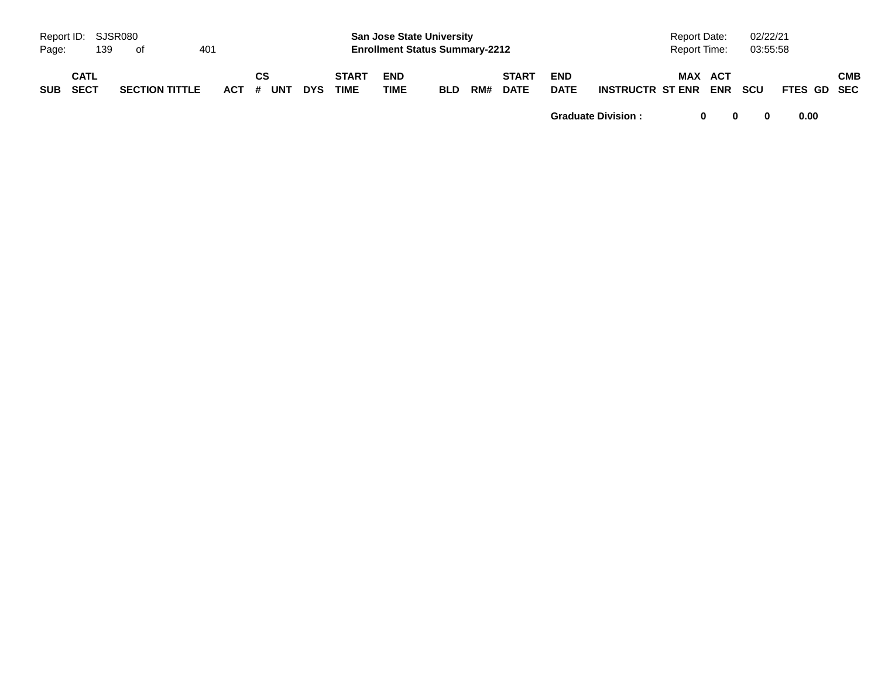| SUB | CATL SECT | SECTION TITTLE | ACT | CS # | UNT | DYS | START TIME | END TIME | BLD | RM# | START DATE | END DATE | INSTRUCTR | ST | MAX ENR | ACT ENR | SCU | FTES | GD | CMB SEC |
|---|---|---|---|---|---|---|---|---|---|---|---|---|---|---|---|---|---|---|---|---|
| | | | | | | | | | | | | **Graduate Division :** | | | **0** | **0** | **0** | **0.00** | | |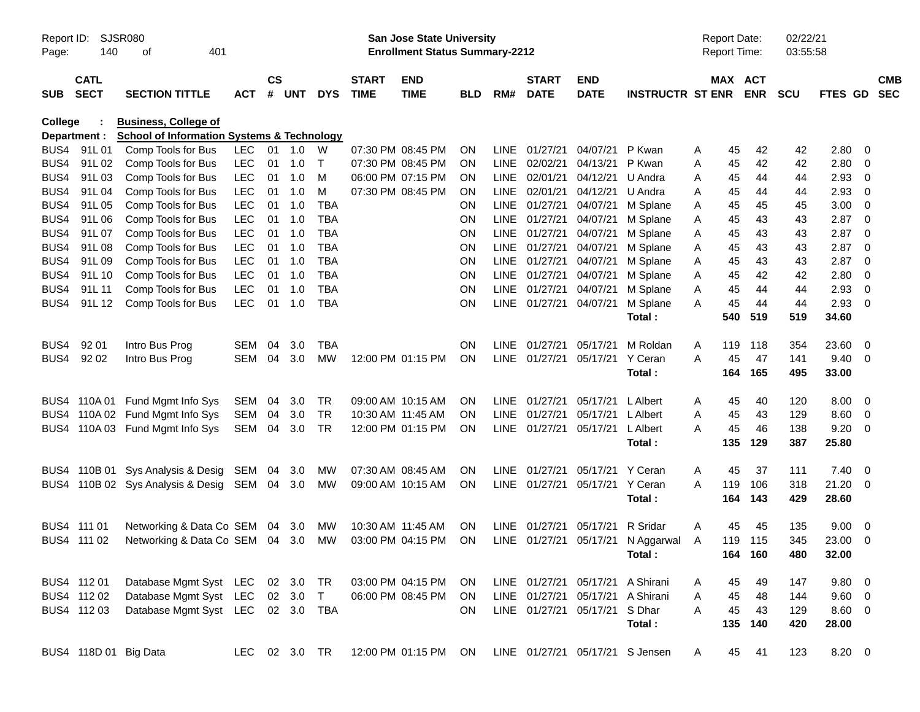Report ID: SJSR080 | San Jose State University | Report Date: 02/22/21
Page: 140 of 401 | Enrollment Status Summary-2212 | Report Time: 03:55:58

**College : Business, College of**
**Department : School of Information Systems & Technology**

| SUB | CATL SECT | SECTION TITTLE | ACT | CS # | UNT | DYS | START TIME | END TIME | BLD | RM# | START DATE | END DATE | INSTRUCTR | ST | MAX ENR | ACT ENR | SCU | FTES | GD | CMB SEC |
|---|---|---|---|---|---|---|---|---|---|---|---|---|---|---|---|---|---|---|---|---|
| BUS4 | 91L 01 | Comp Tools for Bus | LEC | 01 | 1.0 | W | 07:30 PM | 08:45 PM | ON | LINE | 01/27/21 | 04/07/21 | P Kwan | A | 45 | 42 | 42 | 2.80 | 0 | |
| BUS4 | 91L 02 | Comp Tools for Bus | LEC | 01 | 1.0 | T | 07:30 PM | 08:45 PM | ON | LINE | 02/02/21 | 04/13/21 | P Kwan | A | 45 | 42 | 42 | 2.80 | 0 | |
| BUS4 | 91L 03 | Comp Tools for Bus | LEC | 01 | 1.0 | M | 06:00 PM | 07:15 PM | ON | LINE | 02/01/21 | 04/12/21 | U Andra | A | 45 | 44 | 44 | 2.93 | 0 | |
| BUS4 | 91L 04 | Comp Tools for Bus | LEC | 01 | 1.0 | M | 07:30 PM | 08:45 PM | ON | LINE | 02/01/21 | 04/12/21 | U Andra | A | 45 | 44 | 44 | 2.93 | 0 | |
| BUS4 | 91L 05 | Comp Tools for Bus | LEC | 01 | 1.0 | TBA | | | ON | LINE | 01/27/21 | 04/07/21 | M Splane | A | 45 | 45 | 45 | 3.00 | 0 | |
| BUS4 | 91L 06 | Comp Tools for Bus | LEC | 01 | 1.0 | TBA | | | ON | LINE | 01/27/21 | 04/07/21 | M Splane | A | 45 | 43 | 43 | 2.87 | 0 | |
| BUS4 | 91L 07 | Comp Tools for Bus | LEC | 01 | 1.0 | TBA | | | ON | LINE | 01/27/21 | 04/07/21 | M Splane | A | 45 | 43 | 43 | 2.87 | 0 | |
| BUS4 | 91L 08 | Comp Tools for Bus | LEC | 01 | 1.0 | TBA | | | ON | LINE | 01/27/21 | 04/07/21 | M Splane | A | 45 | 43 | 43 | 2.87 | 0 | |
| BUS4 | 91L 09 | Comp Tools for Bus | LEC | 01 | 1.0 | TBA | | | ON | LINE | 01/27/21 | 04/07/21 | M Splane | A | 45 | 43 | 43 | 2.87 | 0 | |
| BUS4 | 91L 10 | Comp Tools for Bus | LEC | 01 | 1.0 | TBA | | | ON | LINE | 01/27/21 | 04/07/21 | M Splane | A | 45 | 42 | 42 | 2.80 | 0 | |
| BUS4 | 91L 11 | Comp Tools for Bus | LEC | 01 | 1.0 | TBA | | | ON | LINE | 01/27/21 | 04/07/21 | M Splane | A | 45 | 44 | 44 | 2.93 | 0 | |
| BUS4 | 91L 12 | Comp Tools for Bus | LEC | 01 | 1.0 | TBA | | | ON | LINE | 01/27/21 | 04/07/21 | M Splane | A | 45 | 44 | 44 | 2.93 | 0 | |
| | | | | | | | | | | | | | **Total :** | | **540** | **519** | **519** | **34.60** | | |
| BUS4 | 92 01 | Intro Bus Prog | SEM | 04 | 3.0 | TBA | | | ON | LINE | 01/27/21 | 05/17/21 | M Roldan | A | 119 | 118 | 354 | 23.60 | 0 | |
| BUS4 | 92 02 | Intro Bus Prog | SEM | 04 | 3.0 | MW | 12:00 PM | 01:15 PM | ON | LINE | 01/27/21 | 05/17/21 | Y Ceran | A | 45 | 47 | 141 | 9.40 | 0 | |
| | | | | | | | | | | | | | **Total :** | | **164** | **165** | **495** | **33.00** | | |
| BUS4 | 110A 01 | Fund Mgmt Info Sys | SEM | 04 | 3.0 | TR | 09:00 AM | 10:15 AM | ON | LINE | 01/27/21 | 05/17/21 | L Albert | A | 45 | 40 | 120 | 8.00 | 0 | |
| BUS4 | 110A 02 | Fund Mgmt Info Sys | SEM | 04 | 3.0 | TR | 10:30 AM | 11:45 AM | ON | LINE | 01/27/21 | 05/17/21 | L Albert | A | 45 | 43 | 129 | 8.60 | 0 | |
| BUS4 | 110A 03 | Fund Mgmt Info Sys | SEM | 04 | 3.0 | TR | 12:00 PM | 01:15 PM | ON | LINE | 01/27/21 | 05/17/21 | L Albert | A | 45 | 46 | 138 | 9.20 | 0 | |
| | | | | | | | | | | | | | **Total :** | | **135** | **129** | **387** | **25.80** | | |
| BUS4 | 110B 01 | Sys Analysis & Desig | SEM | 04 | 3.0 | MW | 07:30 AM | 08:45 AM | ON | LINE | 01/27/21 | 05/17/21 | Y Ceran | A | 45 | 37 | 111 | 7.40 | 0 | |
| BUS4 | 110B 02 | Sys Analysis & Desig | SEM | 04 | 3.0 | MW | 09:00 AM | 10:15 AM | ON | LINE | 01/27/21 | 05/17/21 | Y Ceran | A | 119 | 106 | 318 | 21.20 | 0 | |
| | | | | | | | | | | | | | **Total :** | | **164** | **143** | **429** | **28.60** | | |
| BUS4 | 111 01 | Networking & Data Co | SEM | 04 | 3.0 | MW | 10:30 AM | 11:45 AM | ON | LINE | 01/27/21 | 05/17/21 | R Sridar | A | 45 | 45 | 135 | 9.00 | 0 | |
| BUS4 | 111 02 | Networking & Data Co | SEM | 04 | 3.0 | MW | 03:00 PM | 04:15 PM | ON | LINE | 01/27/21 | 05/17/21 | N Aggarwal | A | 119 | 115 | 345 | 23.00 | 0 | |
| | | | | | | | | | | | | | **Total :** | | **164** | **160** | **480** | **32.00** | | |
| BUS4 | 112 01 | Database Mgmt Syst | LEC | 02 | 3.0 | TR | 03:00 PM | 04:15 PM | ON | LINE | 01/27/21 | 05/17/21 | A Shirani | A | 45 | 49 | 147 | 9.80 | 0 | |
| BUS4 | 112 02 | Database Mgmt Syst | LEC | 02 | 3.0 | T | 06:00 PM | 08:45 PM | ON | LINE | 01/27/21 | 05/17/21 | A Shirani | A | 45 | 48 | 144 | 9.60 | 0 | |
| BUS4 | 112 03 | Database Mgmt Syst | LEC | 02 | 3.0 | TBA | | | ON | LINE | 01/27/21 | 05/17/21 | S Dhar | A | 45 | 43 | 129 | 8.60 | 0 | |
| | | | | | | | | | | | | | **Total :** | | **135** | **140** | **420** | **28.00** | | |
| BUS4 | 118D 01 | Big Data | LEC | 02 | 3.0 | TR | 12:00 PM | 01:15 PM | ON | LINE | 01/27/21 | 05/17/21 | S Jensen | A | 45 | 41 | 123 | 8.20 | 0 | |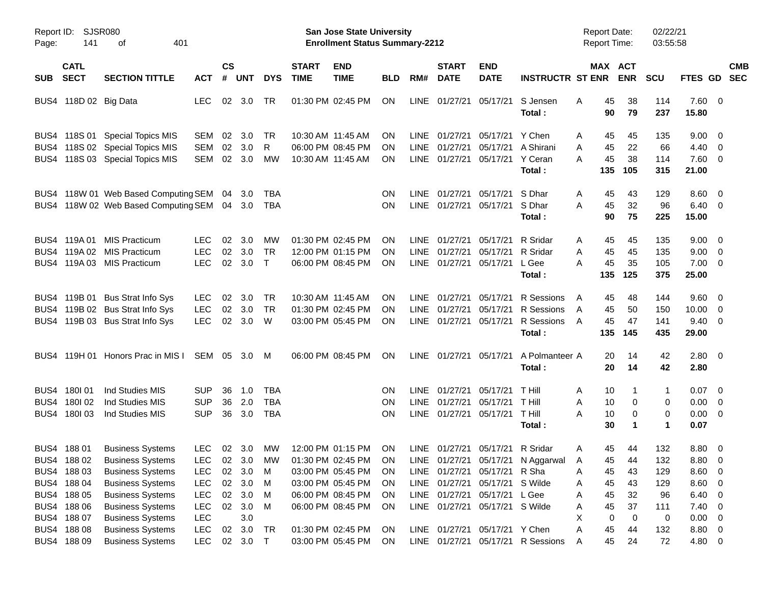| SUB | CATL SECT | SECTION TITTLE | ACT | CS # | UNT | DYS | START TIME | END TIME | BLD | RM# | START DATE | END DATE | INSTRUCTR | ST | MAX ENR | ACT ENR | SCU | FTES | GD | CMB SEC |
|---|---|---|---|---|---|---|---|---|---|---|---|---|---|---|---|---|---|---|---|---|
| BUS4 | 118D 02 | Big Data | LEC | 02 | 3.0 | TR | 01:30 PM | 02:45 PM | ON | LINE | 01/27/21 | 05/17/21 | S Jensen | A | 45 | 38 | 114 | 7.60 | 0 | |
| | | | | | | | | | | | | | **Total :** | | **90** | **79** | **237** | **15.80** | | |
| BUS4 | 118S 01 | Special Topics MIS | SEM | 02 | 3.0 | TR | 10:30 AM | 11:45 AM | ON | LINE | 01/27/21 | 05/17/21 | Y Chen | A | 45 | 45 | 135 | 9.00 | 0 | |
| BUS4 | 118S 02 | Special Topics MIS | SEM | 02 | 3.0 | R | 06:00 PM | 08:45 PM | ON | LINE | 01/27/21 | 05/17/21 | A Shirani | A | 45 | 22 | 66 | 4.40 | 0 | |
| BUS4 | 118S 03 | Special Topics MIS | SEM | 02 | 3.0 | MW | 10:30 AM | 11:45 AM | ON | LINE | 01/27/21 | 05/17/21 | Y Ceran | A | 45 | 38 | 114 | 7.60 | 0 | |
| | | | | | | | | | | | | | **Total :** | | **135** | **105** | **315** | **21.00** | | |
| BUS4 | 118W 01 | Web Based Computing | SEM | 04 | 3.0 | TBA | | | ON | LINE | 01/27/21 | 05/17/21 | S Dhar | A | 45 | 43 | 129 | 8.60 | 0 | |
| BUS4 | 118W 02 | Web Based Computing | SEM | 04 | 3.0 | TBA | | | ON | LINE | 01/27/21 | 05/17/21 | S Dhar | A | 45 | 32 | 96 | 6.40 | 0 | |
| | | | | | | | | | | | | | **Total :** | | **90** | **75** | **225** | **15.00** | | |
| BUS4 | 119A 01 | MIS Practicum | LEC | 02 | 3.0 | MW | 01:30 PM | 02:45 PM | ON | LINE | 01/27/21 | 05/17/21 | R Sridar | A | 45 | 45 | 135 | 9.00 | 0 | |
| BUS4 | 119A 02 | MIS Practicum | LEC | 02 | 3.0 | TR | 12:00 PM | 01:15 PM | ON | LINE | 01/27/21 | 05/17/21 | R Sridar | A | 45 | 45 | 135 | 9.00 | 0 | |
| BUS4 | 119A 03 | MIS Practicum | LEC | 02 | 3.0 | T | 06:00 PM | 08:45 PM | ON | LINE | 01/27/21 | 05/17/21 | L Gee | A | 45 | 35 | 105 | 7.00 | 0 | |
| | | | | | | | | | | | | | **Total :** | | **135** | **125** | **375** | **25.00** | | |
| BUS4 | 119B 01 | Bus Strat Info Sys | LEC | 02 | 3.0 | TR | 10:30 AM | 11:45 AM | ON | LINE | 01/27/21 | 05/17/21 | R Sessions | A | 45 | 48 | 144 | 9.60 | 0 | |
| BUS4 | 119B 02 | Bus Strat Info Sys | LEC | 02 | 3.0 | TR | 01:30 PM | 02:45 PM | ON | LINE | 01/27/21 | 05/17/21 | R Sessions | A | 45 | 50 | 150 | 10.00 | 0 | |
| BUS4 | 119B 03 | Bus Strat Info Sys | LEC | 02 | 3.0 | W | 03:00 PM | 05:45 PM | ON | LINE | 01/27/21 | 05/17/21 | R Sessions | A | 45 | 47 | 141 | 9.40 | 0 | |
| | | | | | | | | | | | | | **Total :** | | **135** | **145** | **435** | **29.00** | | |
| BUS4 | 119H 01 | Honors Prac in MIS I | SEM | 05 | 3.0 | M | 06:00 PM | 08:45 PM | ON | LINE | 01/27/21 | 05/17/21 | A Polmanteer | A | 20 | 14 | 42 | 2.80 | 0 | |
| | | | | | | | | | | | | | **Total :** | | **20** | **14** | **42** | **2.80** | | |
| BUS4 | 180I 01 | Ind Studies MIS | SUP | 36 | 1.0 | TBA | | | ON | LINE | 01/27/21 | 05/17/21 | T Hill | A | 10 | 1 | 1 | 0.07 | 0 | |
| BUS4 | 180I 02 | Ind Studies MIS | SUP | 36 | 2.0 | TBA | | | ON | LINE | 01/27/21 | 05/17/21 | T Hill | A | 10 | 0 | 0 | 0.00 | 0 | |
| BUS4 | 180I 03 | Ind Studies MIS | SUP | 36 | 3.0 | TBA | | | ON | LINE | 01/27/21 | 05/17/21 | T Hill | A | 10 | 0 | 0 | 0.00 | 0 | |
| | | | | | | | | | | | | | **Total :** | | **30** | **1** | **1** | **0.07** | | |
| BUS4 | 188 01 | Business Systems | LEC | 02 | 3.0 | MW | 12:00 PM | 01:15 PM | ON | LINE | 01/27/21 | 05/17/21 | R Sridar | A | 45 | 44 | 132 | 8.80 | 0 | |
| BUS4 | 188 02 | Business Systems | LEC | 02 | 3.0 | MW | 01:30 PM | 02:45 PM | ON | LINE | 01/27/21 | 05/17/21 | N Aggarwal | A | 45 | 44 | 132 | 8.80 | 0 | |
| BUS4 | 188 03 | Business Systems | LEC | 02 | 3.0 | M | 03:00 PM | 05:45 PM | ON | LINE | 01/27/21 | 05/17/21 | R Sha | A | 45 | 43 | 129 | 8.60 | 0 | |
| BUS4 | 188 04 | Business Systems | LEC | 02 | 3.0 | M | 03:00 PM | 05:45 PM | ON | LINE | 01/27/21 | 05/17/21 | S Wilde | A | 45 | 43 | 129 | 8.60 | 0 | |
| BUS4 | 188 05 | Business Systems | LEC | 02 | 3.0 | M | 06:00 PM | 08:45 PM | ON | LINE | 01/27/21 | 05/17/21 | L Gee | A | 45 | 32 | 96 | 6.40 | 0 | |
| BUS4 | 188 06 | Business Systems | LEC | 02 | 3.0 | M | 06:00 PM | 08:45 PM | ON | LINE | 01/27/21 | 05/17/21 | S Wilde | A | 45 | 37 | 111 | 7.40 | 0 | |
| BUS4 | 188 07 | Business Systems | LEC | | 3.0 | | | | | | | | | X | 0 | 0 | 0 | 0.00 | 0 | |
| BUS4 | 188 08 | Business Systems | LEC | 02 | 3.0 | TR | 01:30 PM | 02:45 PM | ON | LINE | 01/27/21 | 05/17/21 | Y Chen | A | 45 | 44 | 132 | 8.80 | 0 | |
| BUS4 | 188 09 | Business Systems | LEC | 02 | 3.0 | T | 03:00 PM | 05:45 PM | ON | LINE | 01/27/21 | 05/17/21 | R Sessions | A | 45 | 24 | 72 | 4.80 | 0 | |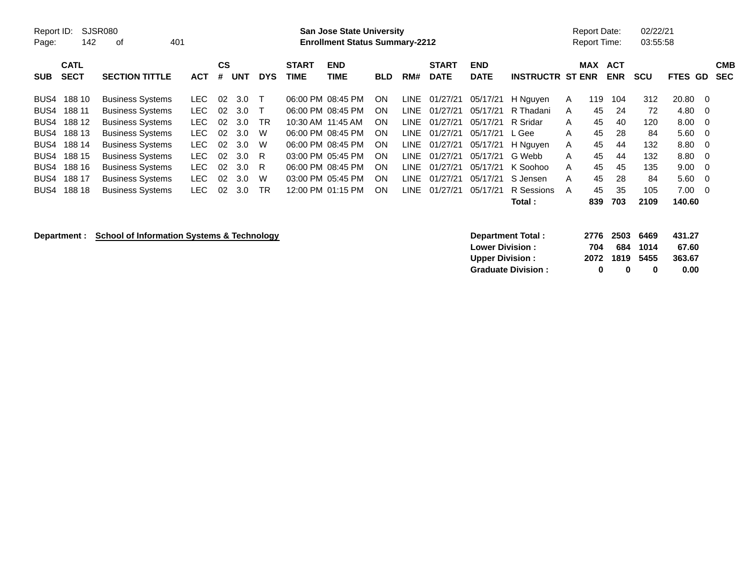Report ID: SJSR080
Page: 142 of 401

**San Jose State University**
**Enrollment Status Summary-2212**

Report Date: 02/22/21
Report Time: 03:55:58

| SUB | CATL SECT | SECTION TITTLE | ACT | CS # | UNT | DYS | START TIME | END TIME | BLD | RM# | START DATE | END DATE | INSTRUCTR | ST | MAX ENR | ACT ENR | SCU | FTES | GD | CMB SEC |
|---|---|---|---|---|---|---|---|---|---|---|---|---|---|---|---|---|---|---|---|---|
| BUS4 | 188 10 | Business Systems | LEC | 02 | 3.0 | T | 06:00 PM | 08:45 PM | ON | LINE | 01/27/21 | 05/17/21 | H Nguyen | A | 119 | 104 | 312 | 20.80 | 0 | |
| BUS4 | 188 11 | Business Systems | LEC | 02 | 3.0 | T | 06:00 PM | 08:45 PM | ON | LINE | 01/27/21 | 05/17/21 | R Thadani | A | 45 | 24 | 72 | 4.80 | 0 | |
| BUS4 | 188 12 | Business Systems | LEC | 02 | 3.0 | TR | 10:30 AM | 11:45 AM | ON | LINE | 01/27/21 | 05/17/21 | R Sridar | A | 45 | 40 | 120 | 8.00 | 0 | |
| BUS4 | 188 13 | Business Systems | LEC | 02 | 3.0 | W | 06:00 PM | 08:45 PM | ON | LINE | 01/27/21 | 05/17/21 | L Gee | A | 45 | 28 | 84 | 5.60 | 0 | |
| BUS4 | 188 14 | Business Systems | LEC | 02 | 3.0 | W | 06:00 PM | 08:45 PM | ON | LINE | 01/27/21 | 05/17/21 | H Nguyen | A | 45 | 44 | 132 | 8.80 | 0 | |
| BUS4 | 188 15 | Business Systems | LEC | 02 | 3.0 | R | 03:00 PM | 05:45 PM | ON | LINE | 01/27/21 | 05/17/21 | G Webb | A | 45 | 44 | 132 | 8.80 | 0 | |
| BUS4 | 188 16 | Business Systems | LEC | 02 | 3.0 | R | 06:00 PM | 08:45 PM | ON | LINE | 01/27/21 | 05/17/21 | K Soohoo | A | 45 | 45 | 135 | 9.00 | 0 | |
| BUS4 | 188 17 | Business Systems | LEC | 02 | 3.0 | W | 03:00 PM | 05:45 PM | ON | LINE | 01/27/21 | 05/17/21 | S Jensen | A | 45 | 28 | 84 | 5.60 | 0 | |
| BUS4 | 188 18 | Business Systems | LEC | 02 | 3.0 | TR | 12:00 PM | 01:15 PM | ON | LINE | 01/27/21 | 05/17/21 | R Sessions | A | 45 | 35 | 105 | 7.00 | 0 | |
| | | | | | | | | | | | | | **Total :** | | **839** | **703** | **2109** | **140.60** | | |

**Department : School of Information Systems & Technology**

| | MAX ENR | ACT ENR | SCU | FTES |
|---|---|---|---|---|
| **Department Total :** | **2776** | **2503** | **6469** | **431.27** |
| **Lower Division :** | **704** | **684** | **1014** | **67.60** |
| **Upper Division :** | **2072** | **1819** | **5455** | **363.67** |
| **Graduate Division :** | **0** | **0** | **0** | **0.00** |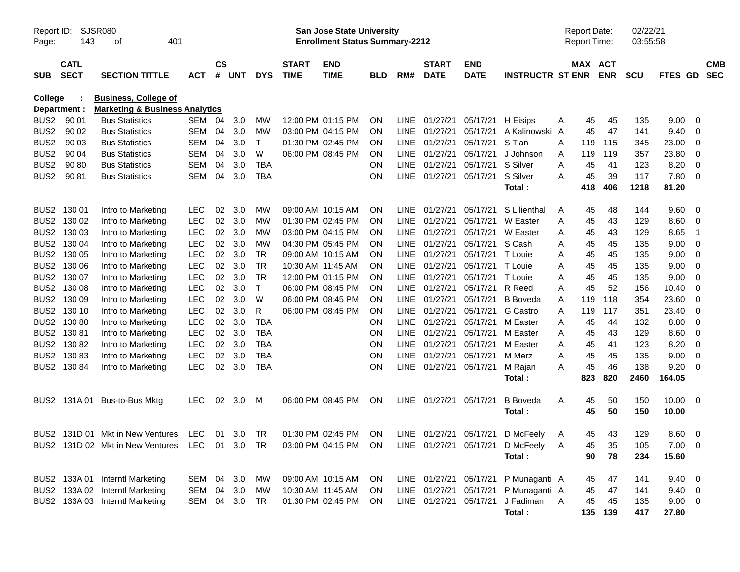Report ID: SJSR080 | Page: 143 of 401

**San Jose State University**
**Enrollment Status Summary-2212**

Report Date: 02/22/21
Report Time: 03:55:58

**College : Business, College of**
**Department : Marketing & Business Analytics**

| SUB | CATL SECT | SECTION TITTLE | ACT | CS # | UNT | DYS | START TIME | END TIME | BLD | RM# | START DATE | END DATE | INSTRUCTR | ST | MAX ENR | ACT ENR | SCU | FTES | GD | CMB SEC |
|---|---|---|---|---|---|---|---|---|---|---|---|---|---|---|---|---|---|---|---|---|
| BUS2 | 90 01 | Bus Statistics | SEM | 04 | 3.0 | MW | 12:00 PM | 01:15 PM | ON | LINE | 01/27/21 | 05/17/21 | H Eisips | A | 45 | 45 | 135 | 9.00 | 0 | |
| BUS2 | 90 02 | Bus Statistics | SEM | 04 | 3.0 | MW | 03:00 PM | 04:15 PM | ON | LINE | 01/27/21 | 05/17/21 | A Kalinowski | A | 45 | 47 | 141 | 9.40 | 0 | |
| BUS2 | 90 03 | Bus Statistics | SEM | 04 | 3.0 | T | 01:30 PM | 02:45 PM | ON | LINE | 01/27/21 | 05/17/21 | S Tian | A | 119 | 115 | 345 | 23.00 | 0 | |
| BUS2 | 90 04 | Bus Statistics | SEM | 04 | 3.0 | W | 06:00 PM | 08:45 PM | ON | LINE | 01/27/21 | 05/17/21 | J Johnson | A | 119 | 119 | 357 | 23.80 | 0 | |
| BUS2 | 90 80 | Bus Statistics | SEM | 04 | 3.0 | TBA | | | ON | LINE | 01/27/21 | 05/17/21 | S Silver | A | 45 | 41 | 123 | 8.20 | 0 | |
| BUS2 | 90 81 | Bus Statistics | SEM | 04 | 3.0 | TBA | | | ON | LINE | 01/27/21 | 05/17/21 | S Silver | A | 45 | 39 | 117 | 7.80 | 0 | |
| | | | | | | | | | | | | | **Total :** | | **418** | **406** | **1218** | **81.20** | | |
| BUS2 | 130 01 | Intro to Marketing | LEC | 02 | 3.0 | MW | 09:00 AM | 10:15 AM | ON | LINE | 01/27/21 | 05/17/21 | S Lilienthal | A | 45 | 48 | 144 | 9.60 | 0 | |
| BUS2 | 130 02 | Intro to Marketing | LEC | 02 | 3.0 | MW | 01:30 PM | 02:45 PM | ON | LINE | 01/27/21 | 05/17/21 | W Easter | A | 45 | 43 | 129 | 8.60 | 0 | |
| BUS2 | 130 03 | Intro to Marketing | LEC | 02 | 3.0 | MW | 03:00 PM | 04:15 PM | ON | LINE | 01/27/21 | 05/17/21 | W Easter | A | 45 | 43 | 129 | 8.65 | 1 | |
| BUS2 | 130 04 | Intro to Marketing | LEC | 02 | 3.0 | MW | 04:30 PM | 05:45 PM | ON | LINE | 01/27/21 | 05/17/21 | S Cash | A | 45 | 45 | 135 | 9.00 | 0 | |
| BUS2 | 130 05 | Intro to Marketing | LEC | 02 | 3.0 | TR | 09:00 AM | 10:15 AM | ON | LINE | 01/27/21 | 05/17/21 | T Louie | A | 45 | 45 | 135 | 9.00 | 0 | |
| BUS2 | 130 06 | Intro to Marketing | LEC | 02 | 3.0 | TR | 10:30 AM | 11:45 AM | ON | LINE | 01/27/21 | 05/17/21 | T Louie | A | 45 | 45 | 135 | 9.00 | 0 | |
| BUS2 | 130 07 | Intro to Marketing | LEC | 02 | 3.0 | TR | 12:00 PM | 01:15 PM | ON | LINE | 01/27/21 | 05/17/21 | T Louie | A | 45 | 45 | 135 | 9.00 | 0 | |
| BUS2 | 130 08 | Intro to Marketing | LEC | 02 | 3.0 | T | 06:00 PM | 08:45 PM | ON | LINE | 01/27/21 | 05/17/21 | R Reed | A | 45 | 52 | 156 | 10.40 | 0 | |
| BUS2 | 130 09 | Intro to Marketing | LEC | 02 | 3.0 | W | 06:00 PM | 08:45 PM | ON | LINE | 01/27/21 | 05/17/21 | B Boveda | A | 119 | 118 | 354 | 23.60 | 0 | |
| BUS2 | 130 10 | Intro to Marketing | LEC | 02 | 3.0 | R | 06:00 PM | 08:45 PM | ON | LINE | 01/27/21 | 05/17/21 | G Castro | A | 119 | 117 | 351 | 23.40 | 0 | |
| BUS2 | 130 80 | Intro to Marketing | LEC | 02 | 3.0 | TBA | | | ON | LINE | 01/27/21 | 05/17/21 | M Easter | A | 45 | 44 | 132 | 8.80 | 0 | |
| BUS2 | 130 81 | Intro to Marketing | LEC | 02 | 3.0 | TBA | | | ON | LINE | 01/27/21 | 05/17/21 | M Easter | A | 45 | 43 | 129 | 8.60 | 0 | |
| BUS2 | 130 82 | Intro to Marketing | LEC | 02 | 3.0 | TBA | | | ON | LINE | 01/27/21 | 05/17/21 | M Easter | A | 45 | 41 | 123 | 8.20 | 0 | |
| BUS2 | 130 83 | Intro to Marketing | LEC | 02 | 3.0 | TBA | | | ON | LINE | 01/27/21 | 05/17/21 | M Merz | A | 45 | 45 | 135 | 9.00 | 0 | |
| BUS2 | 130 84 | Intro to Marketing | LEC | 02 | 3.0 | TBA | | | ON | LINE | 01/27/21 | 05/17/21 | M Rajan | A | 45 | 46 | 138 | 9.20 | 0 | |
| | | | | | | | | | | | | | **Total :** | | **823** | **820** | **2460** | **164.05** | | |
| BUS2 | 131A 01 | Bus-to-Bus Mktg | LEC | 02 | 3.0 | M | 06:00 PM | 08:45 PM | ON | LINE | 01/27/21 | 05/17/21 | B Boveda | A | 45 | 50 | 150 | 10.00 | 0 | |
| | | | | | | | | | | | | | **Total :** | | **45** | **50** | **150** | **10.00** | | |
| BUS2 | 131D 01 | Mkt in New Ventures | LEC | 01 | 3.0 | TR | 01:30 PM | 02:45 PM | ON | LINE | 01/27/21 | 05/17/21 | D McFeely | A | 45 | 43 | 129 | 8.60 | 0 | |
| BUS2 | 131D 02 | Mkt in New Ventures | LEC | 01 | 3.0 | TR | 03:00 PM | 04:15 PM | ON | LINE | 01/27/21 | 05/17/21 | D McFeely | A | 45 | 35 | 105 | 7.00 | 0 | |
| | | | | | | | | | | | | | **Total :** | | **90** | **78** | **234** | **15.60** | | |
| BUS2 | 133A 01 | Interntl Marketing | SEM | 04 | 3.0 | MW | 09:00 AM | 10:15 AM | ON | LINE | 01/27/21 | 05/17/21 | P Munaganti | A | 45 | 47 | 141 | 9.40 | 0 | |
| BUS2 | 133A 02 | Interntl Marketing | SEM | 04 | 3.0 | MW | 10:30 AM | 11:45 AM | ON | LINE | 01/27/21 | 05/17/21 | P Munaganti | A | 45 | 47 | 141 | 9.40 | 0 | |
| BUS2 | 133A 03 | Interntl Marketing | SEM | 04 | 3.0 | TR | 01:30 PM | 02:45 PM | ON | LINE | 01/27/21 | 05/17/21 | J Fadiman | A | 45 | 45 | 135 | 9.00 | 0 | |
| | | | | | | | | | | | | | **Total :** | | **135** | **139** | **417** | **27.80** | | |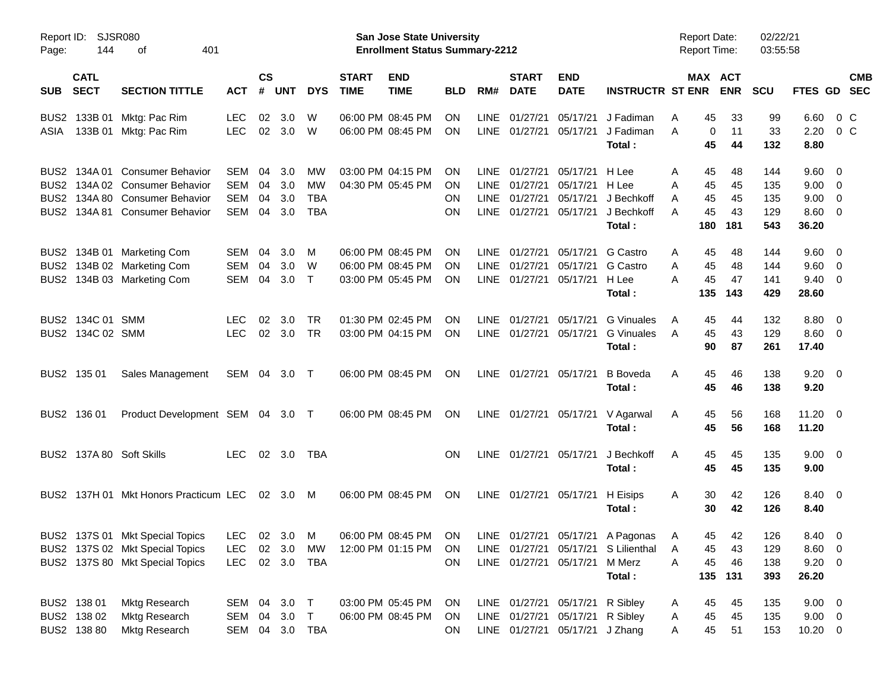Report ID: SJSR080
Page: 144 of 401

**San Jose State University**
**Enrollment Status Summary-2212**

Report Date: 02/22/21
Report Time: 03:55:58

| SUB | CATL SECT | SECTION TITTLE | ACT | CS # | UNT | DYS | START TIME | END TIME | BLD | RM# | START DATE | END DATE | INSTRUCTR | ST | MAX ENR | ACT ENR | SCU | FTES | GD | CMB SEC |
|---|---|---|---|---|---|---|---|---|---|---|---|---|---|---|---|---|---|---|---|---|
| BUS2 | 133B 01 | Mktg: Pac Rim | LEC | 02 | 3.0 | W | 06:00 PM | 08:45 PM | ON | LINE | 01/27/21 | 05/17/21 | J Fadiman | A | 45 | 33 | 99 | 6.60 | 0 | C |
| ASIA | 133B 01 | Mktg: Pac Rim | LEC | 02 | 3.0 | W | 06:00 PM | 08:45 PM | ON | LINE | 01/27/21 | 05/17/21 | J Fadiman | A | 0 | 11 | 33 | 2.20 | 0 | C |
| | | | | | | | | | | | | | **Total :** | | **45** | **44** | **132** | **8.80** | | |
| BUS2 | 134A 01 | Consumer Behavior | SEM | 04 | 3.0 | MW | 03:00 PM | 04:15 PM | ON | LINE | 01/27/21 | 05/17/21 | H Lee | A | 45 | 48 | 144 | 9.60 | 0 | |
| BUS2 | 134A 02 | Consumer Behavior | SEM | 04 | 3.0 | MW | 04:30 PM | 05:45 PM | ON | LINE | 01/27/21 | 05/17/21 | H Lee | A | 45 | 45 | 135 | 9.00 | 0 | |
| BUS2 | 134A 80 | Consumer Behavior | SEM | 04 | 3.0 | TBA | | | ON | LINE | 01/27/21 | 05/17/21 | J Bechkoff | A | 45 | 45 | 135 | 9.00 | 0 | |
| BUS2 | 134A 81 | Consumer Behavior | SEM | 04 | 3.0 | TBA | | | ON | LINE | 01/27/21 | 05/17/21 | J Bechkoff | A | 45 | 43 | 129 | 8.60 | 0 | |
| | | | | | | | | | | | | | **Total :** | | **180** | **181** | **543** | **36.20** | | |
| BUS2 | 134B 01 | Marketing Com | SEM | 04 | 3.0 | M | 06:00 PM | 08:45 PM | ON | LINE | 01/27/21 | 05/17/21 | G Castro | A | 45 | 48 | 144 | 9.60 | 0 | |
| BUS2 | 134B 02 | Marketing Com | SEM | 04 | 3.0 | W | 06:00 PM | 08:45 PM | ON | LINE | 01/27/21 | 05/17/21 | G Castro | A | 45 | 48 | 144 | 9.60 | 0 | |
| BUS2 | 134B 03 | Marketing Com | SEM | 04 | 3.0 | T | 03:00 PM | 05:45 PM | ON | LINE | 01/27/21 | 05/17/21 | H Lee | A | 45 | 47 | 141 | 9.40 | 0 | |
| | | | | | | | | | | | | | **Total :** | | **135** | **143** | **429** | **28.60** | | |
| BUS2 | 134C 01 | SMM | LEC | 02 | 3.0 | TR | 01:30 PM | 02:45 PM | ON | LINE | 01/27/21 | 05/17/21 | G Vinuales | A | 45 | 44 | 132 | 8.80 | 0 | |
| BUS2 | 134C 02 | SMM | LEC | 02 | 3.0 | TR | 03:00 PM | 04:15 PM | ON | LINE | 01/27/21 | 05/17/21 | G Vinuales | A | 45 | 43 | 129 | 8.60 | 0 | |
| | | | | | | | | | | | | | **Total :** | | **90** | **87** | **261** | **17.40** | | |
| BUS2 | 135 01 | Sales Management | SEM | 04 | 3.0 | T | 06:00 PM | 08:45 PM | ON | LINE | 01/27/21 | 05/17/21 | B Boveda | A | 45 | 46 | 138 | 9.20 | 0 | |
| | | | | | | | | | | | | | **Total :** | | **45** | **46** | **138** | **9.20** | | |
| BUS2 | 136 01 | Product Development | SEM | 04 | 3.0 | T | 06:00 PM | 08:45 PM | ON | LINE | 01/27/21 | 05/17/21 | V Agarwal | A | 45 | 56 | 168 | 11.20 | 0 | |
| | | | | | | | | | | | | | **Total :** | | **45** | **56** | **168** | **11.20** | | |
| BUS2 | 137A 80 | Soft Skills | LEC | 02 | 3.0 | TBA | | | ON | LINE | 01/27/21 | 05/17/21 | J Bechkoff | A | 45 | 45 | 135 | 9.00 | 0 | |
| | | | | | | | | | | | | | **Total :** | | **45** | **45** | **135** | **9.00** | | |
| BUS2 | 137H 01 | Mkt Honors Practicum | LEC | 02 | 3.0 | M | 06:00 PM | 08:45 PM | ON | LINE | 01/27/21 | 05/17/21 | H Eisips | A | 30 | 42 | 126 | 8.40 | 0 | |
| | | | | | | | | | | | | | **Total :** | | **30** | **42** | **126** | **8.40** | | |
| BUS2 | 137S 01 | Mkt Special Topics | LEC | 02 | 3.0 | M | 06:00 PM | 08:45 PM | ON | LINE | 01/27/21 | 05/17/21 | A Pagonas | A | 45 | 42 | 126 | 8.40 | 0 | |
| BUS2 | 137S 02 | Mkt Special Topics | LEC | 02 | 3.0 | MW | 12:00 PM | 01:15 PM | ON | LINE | 01/27/21 | 05/17/21 | S Lilienthal | A | 45 | 43 | 129 | 8.60 | 0 | |
| BUS2 | 137S 80 | Mkt Special Topics | LEC | 02 | 3.0 | TBA | | | ON | LINE | 01/27/21 | 05/17/21 | M Merz | A | 45 | 46 | 138 | 9.20 | 0 | |
| | | | | | | | | | | | | | **Total :** | | **135** | **131** | **393** | **26.20** | | |
| BUS2 | 138 01 | Mktg Research | SEM | 04 | 3.0 | T | 03:00 PM | 05:45 PM | ON | LINE | 01/27/21 | 05/17/21 | R Sibley | A | 45 | 45 | 135 | 9.00 | 0 | |
| BUS2 | 138 02 | Mktg Research | SEM | 04 | 3.0 | T | 06:00 PM | 08:45 PM | ON | LINE | 01/27/21 | 05/17/21 | R Sibley | A | 45 | 45 | 135 | 9.00 | 0 | |
| BUS2 | 138 80 | Mktg Research | SEM | 04 | 3.0 | TBA | | | ON | LINE | 01/27/21 | 05/17/21 | J Zhang | A | 45 | 51 | 153 | 10.20 | 0 | |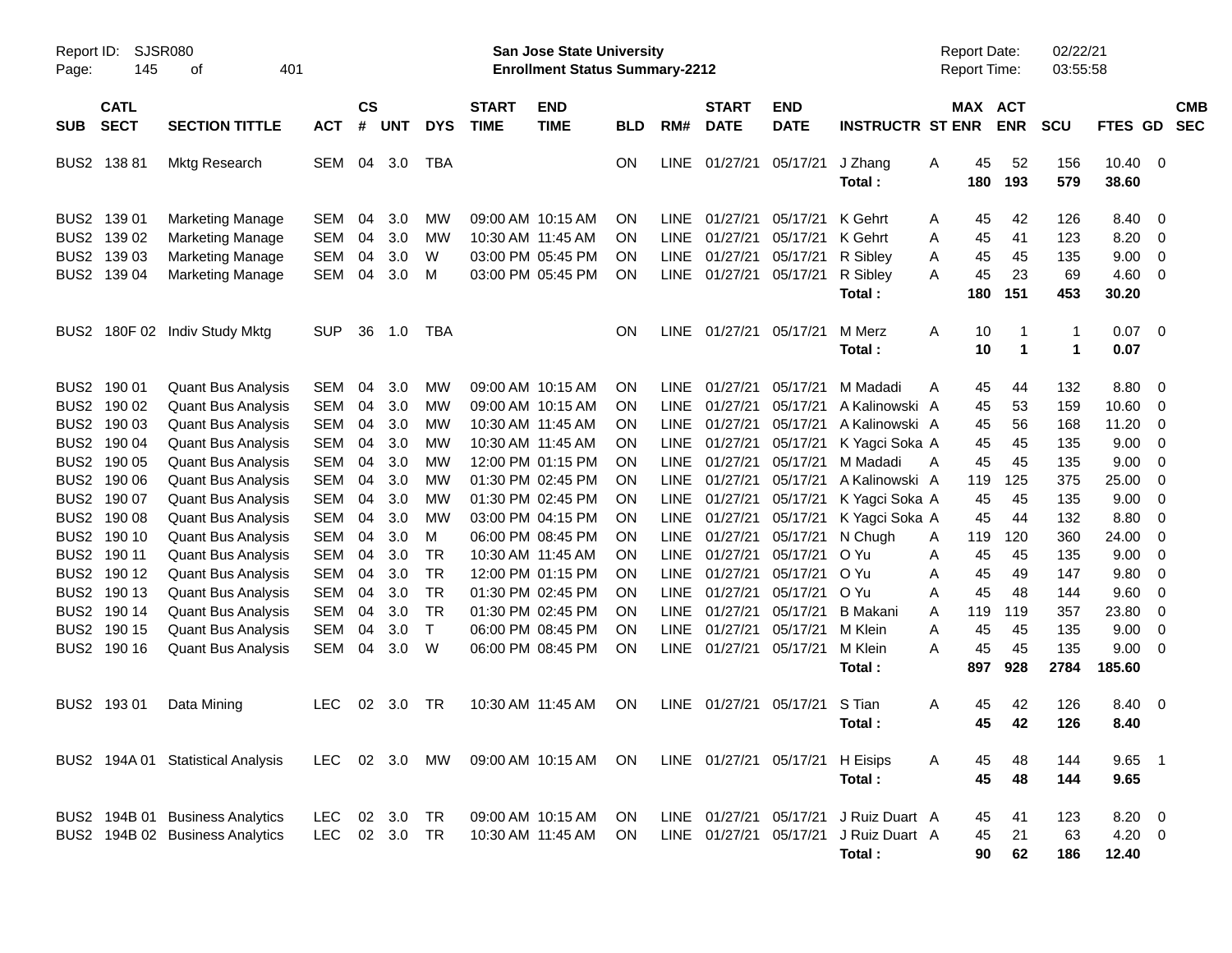Report ID: SJSR080
Page: 145 of 401

**San Jose State University**
**Enrollment Status Summary-2212**

Report Date: 02/22/21
Report Time: 03:55:58

| SUB | CATL SECT | SECTION TITTLE | ACT | CS # | UNT | DYS | START TIME | END TIME | BLD | RM# | START DATE | END DATE | INSTRUCTR | ST | MAX ENR | ACT ENR | SCU | FTES | GD | CMB SEC |
|---|---|---|---|---|---|---|---|---|---|---|---|---|---|---|---|---|---|---|---|---|
| BUS2 | 138 81 | Mktg Research | SEM | 04 | 3.0 | TBA | | | ON | LINE | 01/27/21 | 05/17/21 | J Zhang | A | 45 | 52 | 156 | 10.40 | 0 | |
| | | | | | | | | | | | | | **Total :** | | **180** | **193** | **579** | **38.60** | | |
| BUS2 | 139 01 | Marketing Manage | SEM | 04 | 3.0 | MW | 09:00 AM | 10:15 AM | ON | LINE | 01/27/21 | 05/17/21 | K Gehrt | A | 45 | 42 | 126 | 8.40 | 0 | |
| BUS2 | 139 02 | Marketing Manage | SEM | 04 | 3.0 | MW | 10:30 AM | 11:45 AM | ON | LINE | 01/27/21 | 05/17/21 | K Gehrt | A | 45 | 41 | 123 | 8.20 | 0 | |
| BUS2 | 139 03 | Marketing Manage | SEM | 04 | 3.0 | W | 03:00 PM | 05:45 PM | ON | LINE | 01/27/21 | 05/17/21 | R Sibley | A | 45 | 45 | 135 | 9.00 | 0 | |
| BUS2 | 139 04 | Marketing Manage | SEM | 04 | 3.0 | M | 03:00 PM | 05:45 PM | ON | LINE | 01/27/21 | 05/17/21 | R Sibley | A | 45 | 23 | 69 | 4.60 | 0 | |
| | | | | | | | | | | | | | **Total :** | | **180** | **151** | **453** | **30.20** | | |
| BUS2 | 180F 02 | Indiv Study Mktg | SUP | 36 | 1.0 | TBA | | | ON | LINE | 01/27/21 | 05/17/21 | M Merz | A | 10 | 1 | 1 | 0.07 | 0 | |
| | | | | | | | | | | | | | **Total :** | | **10** | **1** | **1** | **0.07** | | |
| BUS2 | 190 01 | Quant Bus Analysis | SEM | 04 | 3.0 | MW | 09:00 AM | 10:15 AM | ON | LINE | 01/27/21 | 05/17/21 | M Madadi | A | 45 | 44 | 132 | 8.80 | 0 | |
| BUS2 | 190 02 | Quant Bus Analysis | SEM | 04 | 3.0 | MW | 09:00 AM | 10:15 AM | ON | LINE | 01/27/21 | 05/17/21 | A Kalinowski | A | 45 | 53 | 159 | 10.60 | 0 | |
| BUS2 | 190 03 | Quant Bus Analysis | SEM | 04 | 3.0 | MW | 10:30 AM | 11:45 AM | ON | LINE | 01/27/21 | 05/17/21 | A Kalinowski | A | 45 | 56 | 168 | 11.20 | 0 | |
| BUS2 | 190 04 | Quant Bus Analysis | SEM | 04 | 3.0 | MW | 10:30 AM | 11:45 AM | ON | LINE | 01/27/21 | 05/17/21 | K Yagci Soka | A | 45 | 45 | 135 | 9.00 | 0 | |
| BUS2 | 190 05 | Quant Bus Analysis | SEM | 04 | 3.0 | MW | 12:00 PM | 01:15 PM | ON | LINE | 01/27/21 | 05/17/21 | M Madadi | A | 45 | 45 | 135 | 9.00 | 0 | |
| BUS2 | 190 06 | Quant Bus Analysis | SEM | 04 | 3.0 | MW | 01:30 PM | 02:45 PM | ON | LINE | 01/27/21 | 05/17/21 | A Kalinowski | A | 119 | 125 | 375 | 25.00 | 0 | |
| BUS2 | 190 07 | Quant Bus Analysis | SEM | 04 | 3.0 | MW | 01:30 PM | 02:45 PM | ON | LINE | 01/27/21 | 05/17/21 | K Yagci Soka | A | 45 | 45 | 135 | 9.00 | 0 | |
| BUS2 | 190 08 | Quant Bus Analysis | SEM | 04 | 3.0 | MW | 03:00 PM | 04:15 PM | ON | LINE | 01/27/21 | 05/17/21 | K Yagci Soka | A | 45 | 44 | 132 | 8.80 | 0 | |
| BUS2 | 190 10 | Quant Bus Analysis | SEM | 04 | 3.0 | M | 06:00 PM | 08:45 PM | ON | LINE | 01/27/21 | 05/17/21 | N Chugh | A | 119 | 120 | 360 | 24.00 | 0 | |
| BUS2 | 190 11 | Quant Bus Analysis | SEM | 04 | 3.0 | TR | 10:30 AM | 11:45 AM | ON | LINE | 01/27/21 | 05/17/21 | O Yu | A | 45 | 45 | 135 | 9.00 | 0 | |
| BUS2 | 190 12 | Quant Bus Analysis | SEM | 04 | 3.0 | TR | 12:00 PM | 01:15 PM | ON | LINE | 01/27/21 | 05/17/21 | O Yu | A | 45 | 49 | 147 | 9.80 | 0 | |
| BUS2 | 190 13 | Quant Bus Analysis | SEM | 04 | 3.0 | TR | 01:30 PM | 02:45 PM | ON | LINE | 01/27/21 | 05/17/21 | O Yu | A | 45 | 48 | 144 | 9.60 | 0 | |
| BUS2 | 190 14 | Quant Bus Analysis | SEM | 04 | 3.0 | TR | 01:30 PM | 02:45 PM | ON | LINE | 01/27/21 | 05/17/21 | B Makani | A | 119 | 119 | 357 | 23.80 | 0 | |
| BUS2 | 190 15 | Quant Bus Analysis | SEM | 04 | 3.0 | T | 06:00 PM | 08:45 PM | ON | LINE | 01/27/21 | 05/17/21 | M Klein | A | 45 | 45 | 135 | 9.00 | 0 | |
| BUS2 | 190 16 | Quant Bus Analysis | SEM | 04 | 3.0 | W | 06:00 PM | 08:45 PM | ON | LINE | 01/27/21 | 05/17/21 | M Klein | A | 45 | 45 | 135 | 9.00 | 0 | |
| | | | | | | | | | | | | | **Total :** | | **897** | **928** | **2784** | **185.60** | | |
| BUS2 | 193 01 | Data Mining | LEC | 02 | 3.0 | TR | 10:30 AM | 11:45 AM | ON | LINE | 01/27/21 | 05/17/21 | S Tian | A | 45 | 42 | 126 | 8.40 | 0 | |
| | | | | | | | | | | | | | **Total :** | | **45** | **42** | **126** | **8.40** | | |
| BUS2 | 194A 01 | Statistical Analysis | LEC | 02 | 3.0 | MW | 09:00 AM | 10:15 AM | ON | LINE | 01/27/21 | 05/17/21 | H Eisips | A | 45 | 48 | 144 | 9.65 | 1 | |
| | | | | | | | | | | | | | **Total :** | | **45** | **48** | **144** | **9.65** | | |
| BUS2 | 194B 01 | Business Analytics | LEC | 02 | 3.0 | TR | 09:00 AM | 10:15 AM | ON | LINE | 01/27/21 | 05/17/21 | J Ruiz Duart | A | 45 | 41 | 123 | 8.20 | 0 | |
| BUS2 | 194B 02 | Business Analytics | LEC | 02 | 3.0 | TR | 10:30 AM | 11:45 AM | ON | LINE | 01/27/21 | 05/17/21 | J Ruiz Duart | A | 45 | 21 | 63 | 4.20 | 0 | |
| | | | | | | | | | | | | | **Total :** | | **90** | **62** | **186** | **12.40** | | |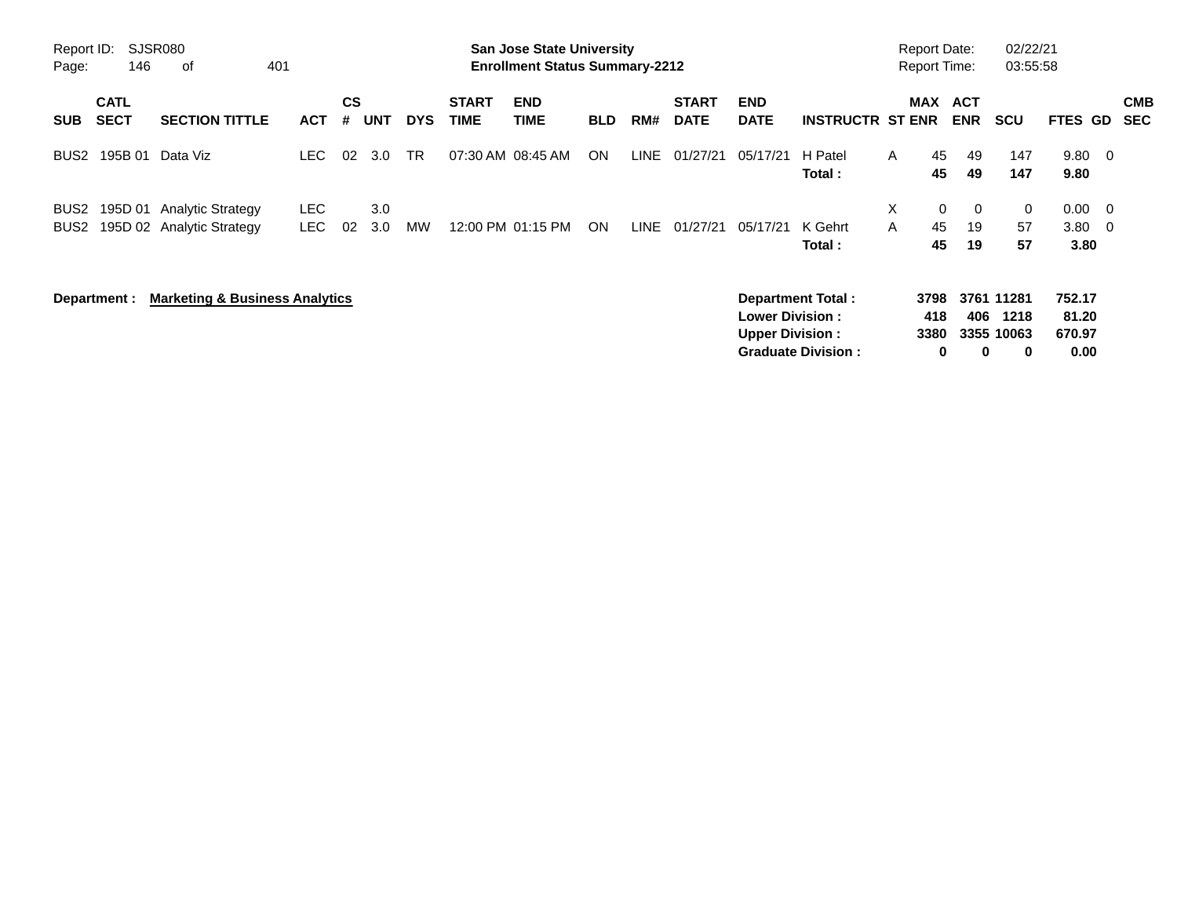| SUB | CATL SECT | SECTION TITTLE | ACT | CS # | UNT | DYS | START TIME | END TIME | BLD | RM# | START DATE | END DATE | INSTRUCTR | ST | MAX ENR | ACT ENR | SCU | FTES | GD | CMB SEC |
|---|---|---|---|---|---|---|---|---|---|---|---|---|---|---|---|---|---|---|---|---|
| BUS2 | 195B 01 | Data Viz | LEC | 02 | 3.0 | TR | 07:30 AM | 08:45 AM | ON | LINE | 01/27/21 | 05/17/21 | H Patel | A | 45 | 49 | 147 | 9.80 | 0 | |
| | | | | | | | | | | | | | **Total :** | | **45** | **49** | **147** | **9.80** | | |
| BUS2 | 195D 01 | Analytic Strategy | LEC | | 3.0 | | | | | | | | | X | 0 | 0 | 0 | 0.00 | 0 | |
| BUS2 | 195D 02 | Analytic Strategy | LEC | 02 | 3.0 | MW | 12:00 PM | 01:15 PM | ON | LINE | 01/27/21 | 05/17/21 | K Gehrt | A | 45 | 19 | 57 | 3.80 | 0 | |
| | | | | | | | | | | | | | **Total :** | | **45** | **19** | **57** | **3.80** | | |

**Department : Marketing & Business Analytics**

| | MAX ENR | ACT ENR | SCU | FTES |
|---|---|---|---|---|
| **Department Total :** | **3798** | **3761** | **11281** | **752.17** |
| **Lower Division :** | **418** | **406** | **1218** | **81.20** |
| **Upper Division :** | **3380** | **3355** | **10063** | **670.97** |
| **Graduate Division :** | **0** | **0** | **0** | **0.00** |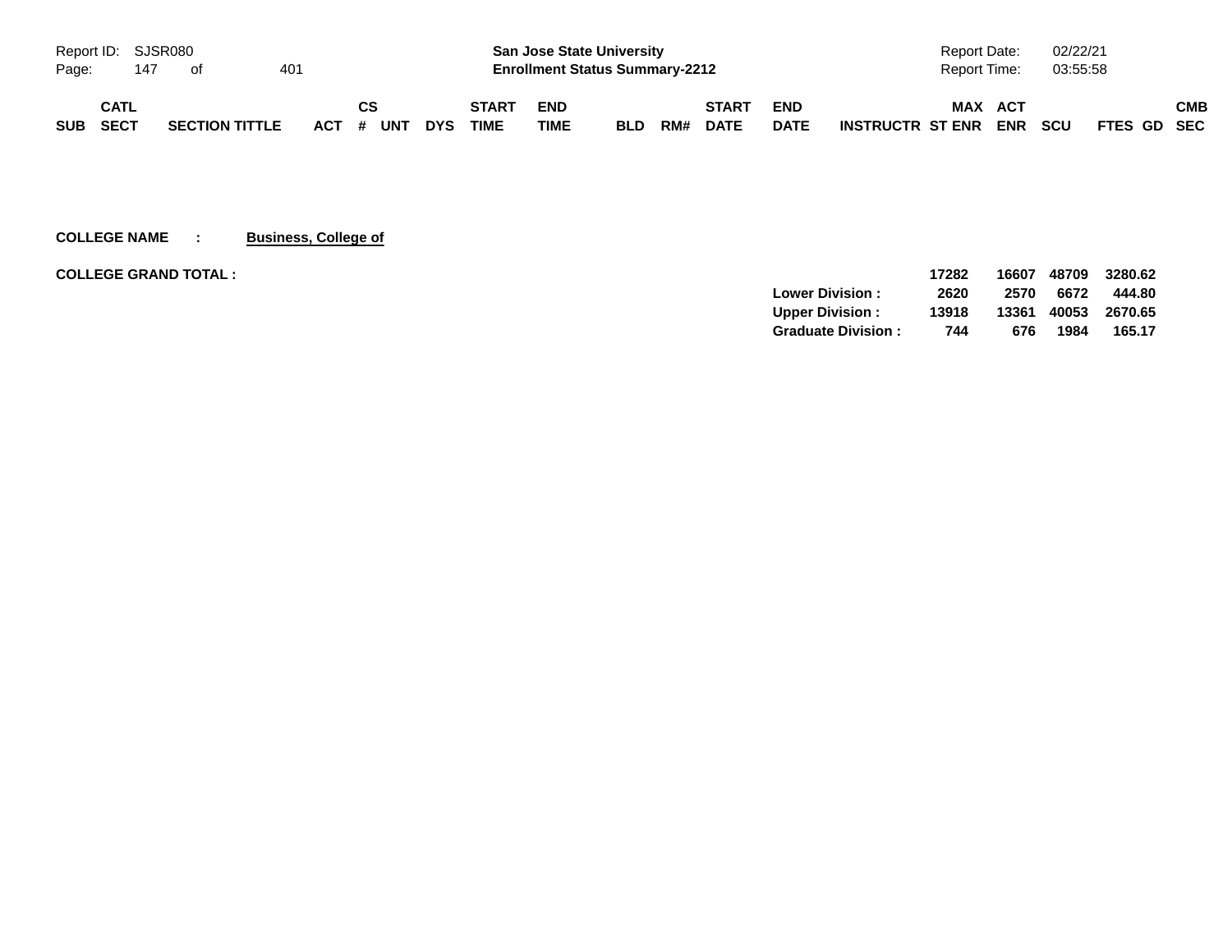| SUB | CATL SECT | SECTION TITTLE | ACT | CS # | UNT | DYS | START TIME | END TIME | BLD | RM# | START DATE | END DATE | INSTRUCTR | MAX ST ENR | ACT ENR | SCU | FTES | GD | CMB SEC |
|---|---|---|---|---|---|---|---|---|---|---|---|---|---|---|---|---|---|---|---|

**COLLEGE NAME : Business, College of**

**COLLEGE GRAND TOTAL :**

| | MAX ST ENR | ACT ENR | SCU | FTES |
|---|---|---|---|---|
| | **17282** | **16607** | **48709** | **3280.62** |
| **Lower Division :** | **2620** | **2570** | **6672** | **444.80** |
| **Upper Division :** | **13918** | **13361** | **40053** | **2670.65** |
| **Graduate Division :** | **744** | **676** | **1984** | **165.17** |